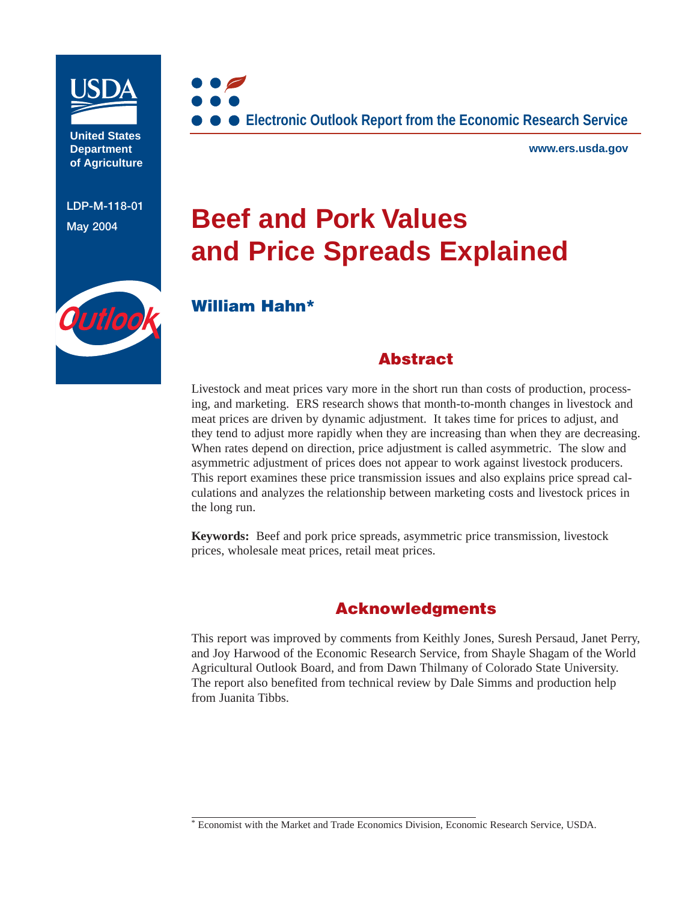United States Department of Agriculture

LDP-M-118-01

May 2004

Electronic Outlook Report from the Economic Research Service

www.ers.usda.gov

# Beef and Pork Values and Price Spreads Explained

**William Hahn***

## Abstract

Livestock and meat prices vary more in the short run than costs of production, processing, and marketing. ERS research shows that month-to-month changes in livestock and meat prices are driven by dynamic adjustment. It takes time for prices to adjust, and they tend to adjust more rapidly when they are increasing than when they are decreasing. When rates depend on direction, price adjustment is called asymmetric. The slow and asymmetric adjustment of prices does not appear to work against livestock producers. This report examines these price transmission issues and also explains price spread calculations and analyzes the relationship between marketing costs and livestock prices in the long run.

**Keywords:** Beef and pork price spreads, asymmetric price transmission, livestock prices, wholesale meat prices, retail meat prices.

## Acknowledgments

This report was improved by comments from Keithly Jones, Suresh Persaud, Janet Perry, and Joy Harwood of the Economic Research Service, from Shayle Shagam of the World Agricultural Outlook Board, and from Dawn Thilmany of Colorado State University. The report also benefited from technical review by Dale Simms and production help from Juanita Tibbs.

* Economist with the Market and Trade Economics Division, Economic Research Service, USDA.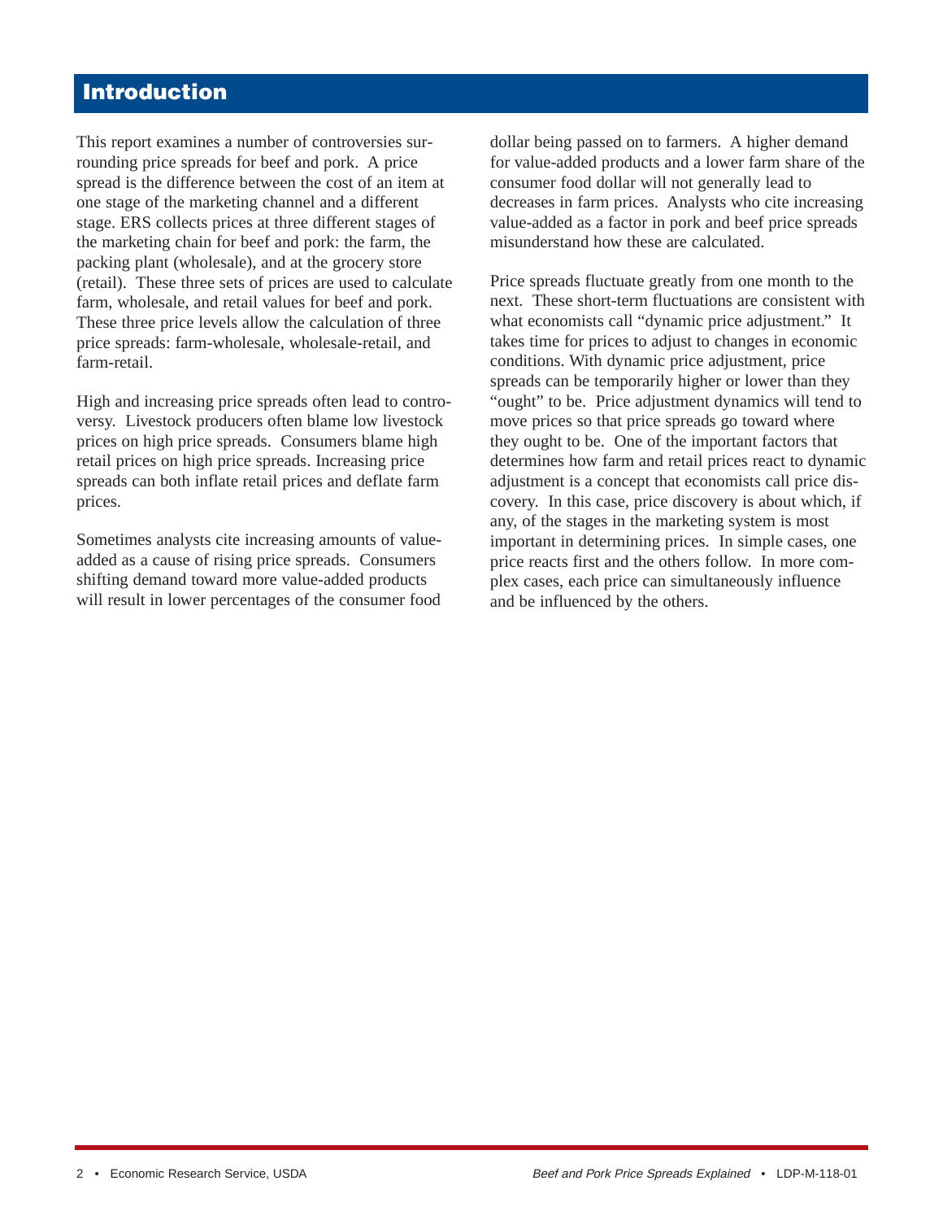# Introduction

This report examines a number of controversies surrounding price spreads for beef and pork. A price spread is the difference between the cost of an item at one stage of the marketing channel and a different stage. ERS collects prices at three different stages of the marketing chain for beef and pork: the farm, the packing plant (wholesale), and at the grocery store (retail). These three sets of prices are used to calculate farm, wholesale, and retail values for beef and pork. These three price levels allow the calculation of three price spreads: farm-wholesale, wholesale-retail, and farm-retail.

High and increasing price spreads often lead to controversy. Livestock producers often blame low livestock prices on high price spreads. Consumers blame high retail prices on high price spreads. Increasing price spreads can both inflate retail prices and deflate farm prices.

Sometimes analysts cite increasing amounts of value-added as a cause of rising price spreads. Consumers shifting demand toward more value-added products will result in lower percentages of the consumer food dollar being passed on to farmers. A higher demand for value-added products and a lower farm share of the consumer food dollar will not generally lead to decreases in farm prices. Analysts who cite increasing value-added as a factor in pork and beef price spreads misunderstand how these are calculated.

Price spreads fluctuate greatly from one month to the next. These short-term fluctuations are consistent with what economists call "dynamic price adjustment." It takes time for prices to adjust to changes in economic conditions. With dynamic price adjustment, price spreads can be temporarily higher or lower than they "ought" to be. Price adjustment dynamics will tend to move prices so that price spreads go toward where they ought to be. One of the important factors that determines how farm and retail prices react to dynamic adjustment is a concept that economists call price discovery. In this case, price discovery is about which, if any, of the stages in the marketing system is most important in determining prices. In simple cases, one price reacts first and the others follow. In more complex cases, each price can simultaneously influence and be influenced by the others.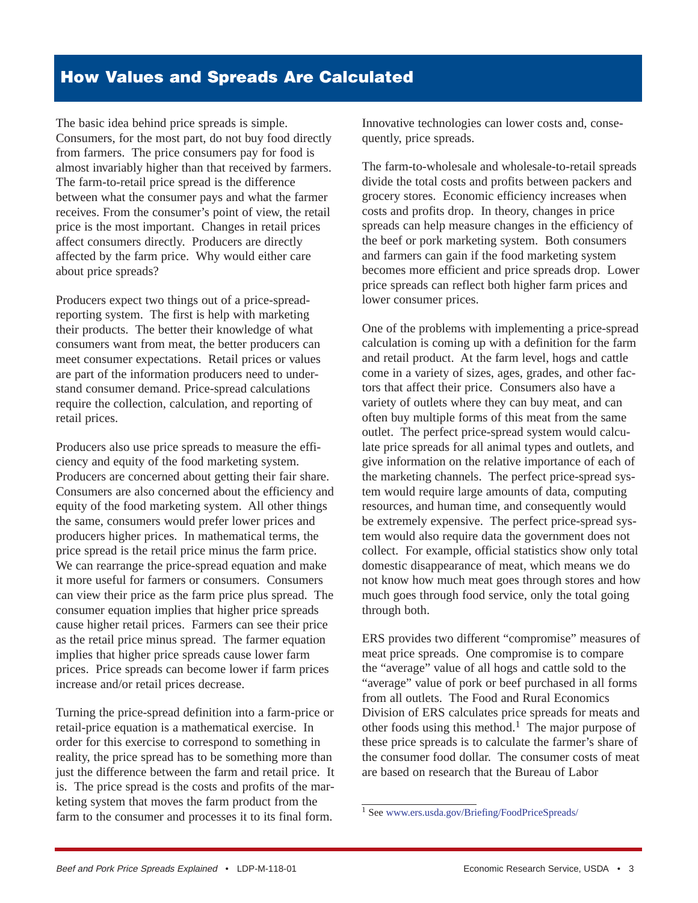## How Values and Spreads Are Calculated

The basic idea behind price spreads is simple. Consumers, for the most part, do not buy food directly from farmers. The price consumers pay for food is almost invariably higher than that received by farmers. The farm-to-retail price spread is the difference between what the consumer pays and what the farmer receives. From the consumer's point of view, the retail price is the most important. Changes in retail prices affect consumers directly. Producers are directly affected by the farm price. Why would either care about price spreads?

Producers expect two things out of a price-spread-reporting system. The first is help with marketing their products. The better their knowledge of what consumers want from meat, the better producers can meet consumer expectations. Retail prices or values are part of the information producers need to understand consumer demand. Price-spread calculations require the collection, calculation, and reporting of retail prices.

Producers also use price spreads to measure the efficiency and equity of the food marketing system. Producers are concerned about getting their fair share. Consumers are also concerned about the efficiency and equity of the food marketing system. All other things the same, consumers would prefer lower prices and producers higher prices. In mathematical terms, the price spread is the retail price minus the farm price. We can rearrange the price-spread equation and make it more useful for farmers or consumers. Consumers can view their price as the farm price plus spread. The consumer equation implies that higher price spreads cause higher retail prices. Farmers can see their price as the retail price minus spread. The farmer equation implies that higher price spreads cause lower farm prices. Price spreads can become lower if farm prices increase and/or retail prices decrease.

Turning the price-spread definition into a farm-price or retail-price equation is a mathematical exercise. In order for this exercise to correspond to something in reality, the price spread has to be something more than just the difference between the farm and retail price. It is. The price spread is the costs and profits of the marketing system that moves the farm product from the farm to the consumer and processes it to its final form. Innovative technologies can lower costs and, consequently, price spreads.

The farm-to-wholesale and wholesale-to-retail spreads divide the total costs and profits between packers and grocery stores. Economic efficiency increases when costs and profits drop. In theory, changes in price spreads can help measure changes in the efficiency of the beef or pork marketing system. Both consumers and farmers can gain if the food marketing system becomes more efficient and price spreads drop. Lower price spreads can reflect both higher farm prices and lower consumer prices.

One of the problems with implementing a price-spread calculation is coming up with a definition for the farm and retail product. At the farm level, hogs and cattle come in a variety of sizes, ages, grades, and other factors that affect their price. Consumers also have a variety of outlets where they can buy meat, and can often buy multiple forms of this meat from the same outlet. The perfect price-spread system would calculate price spreads for all animal types and outlets, and give information on the relative importance of each of the marketing channels. The perfect price-spread system would require large amounts of data, computing resources, and human time, and consequently would be extremely expensive. The perfect price-spread system would also require data the government does not collect. For example, official statistics show only total domestic disappearance of meat, which means we do not know how much meat goes through stores and how much goes through food service, only the total going through both.

ERS provides two different "compromise" measures of meat price spreads. One compromise is to compare the "average" value of all hogs and cattle sold to the "average" value of pork or beef purchased in all forms from all outlets. The Food and Rural Economics Division of ERS calculates price spreads for meats and other foods using this method.[1] The major purpose of these price spreads is to calculate the farmer's share of the consumer food dollar. The consumer costs of meat are based on research that the Bureau of Labor

[1] See www.ers.usda.gov/Briefing/FoodPriceSpreads/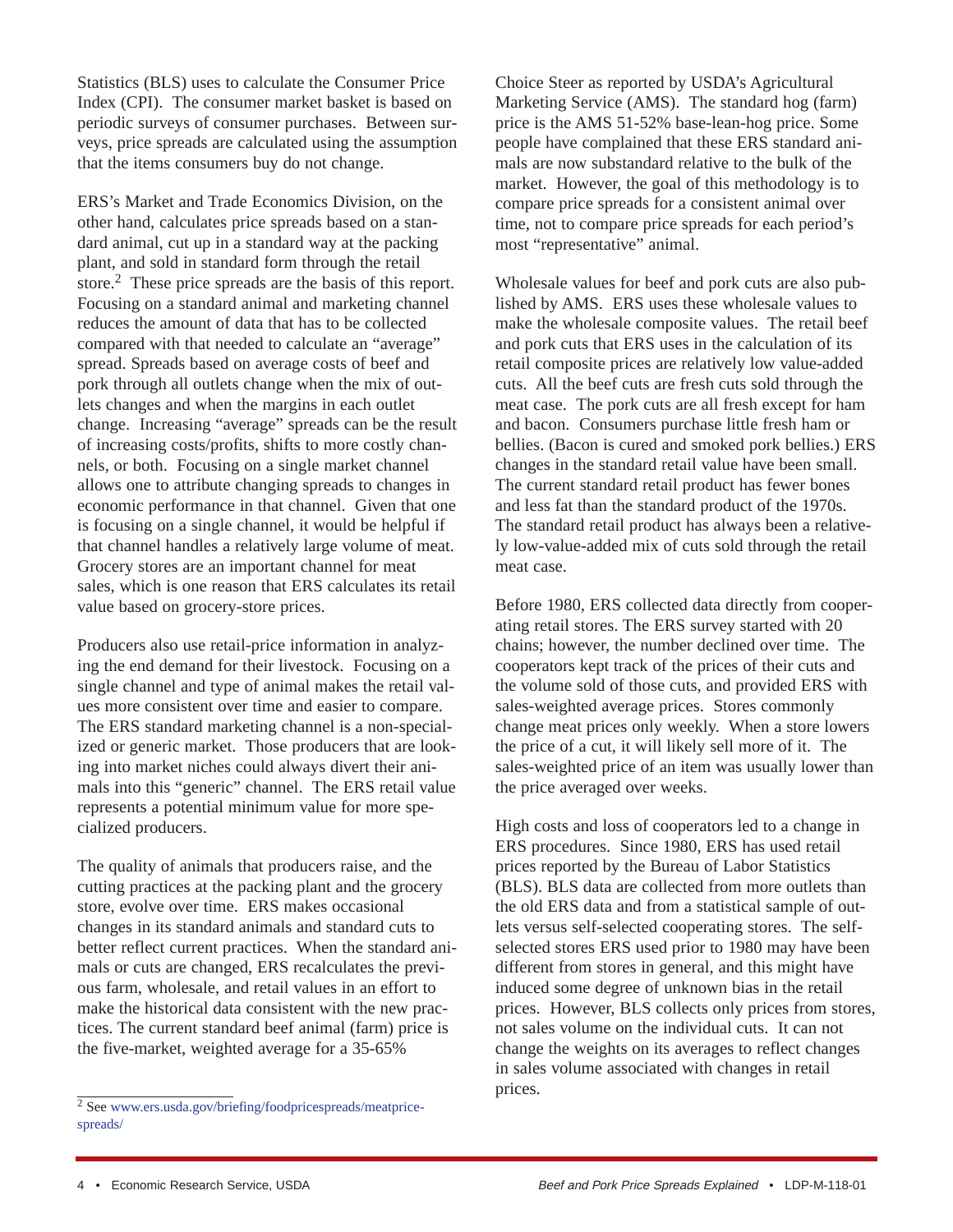Statistics (BLS) uses to calculate the Consumer Price Index (CPI). The consumer market basket is based on periodic surveys of consumer purchases. Between surveys, price spreads are calculated using the assumption that the items consumers buy do not change.

ERS's Market and Trade Economics Division, on the other hand, calculates price spreads based on a standard animal, cut up in a standard way at the packing plant, and sold in standard form through the retail store.[2] These price spreads are the basis of this report. Focusing on a standard animal and marketing channel reduces the amount of data that has to be collected compared with that needed to calculate an "average" spread. Spreads based on average costs of beef and pork through all outlets change when the mix of outlets changes and when the margins in each outlet change. Increasing "average" spreads can be the result of increasing costs/profits, shifts to more costly channels, or both. Focusing on a single market channel allows one to attribute changing spreads to changes in economic performance in that channel. Given that one is focusing on a single channel, it would be helpful if that channel handles a relatively large volume of meat. Grocery stores are an important channel for meat sales, which is one reason that ERS calculates its retail value based on grocery-store prices.

Producers also use retail-price information in analyzing the end demand for their livestock. Focusing on a single channel and type of animal makes the retail values more consistent over time and easier to compare. The ERS standard marketing channel is a non-specialized or generic market. Those producers that are looking into market niches could always divert their animals into this "generic" channel. The ERS retail value represents a potential minimum value for more specialized producers.

The quality of animals that producers raise, and the cutting practices at the packing plant and the grocery store, evolve over time. ERS makes occasional changes in its standard animals and standard cuts to better reflect current practices. When the standard animals or cuts are changed, ERS recalculates the previous farm, wholesale, and retail values in an effort to make the historical data consistent with the new practices. The current standard beef animal (farm) price is the five-market, weighted average for a 35-65% Choice Steer as reported by USDA's Agricultural Marketing Service (AMS). The standard hog (farm) price is the AMS 51-52% base-lean-hog price. Some people have complained that these ERS standard animals are now substandard relative to the bulk of the market. However, the goal of this methodology is to compare price spreads for a consistent animal over time, not to compare price spreads for each period's most "representative" animal.

Wholesale values for beef and pork cuts are also published by AMS. ERS uses these wholesale values to make the wholesale composite values. The retail beef and pork cuts that ERS uses in the calculation of its retail composite prices are relatively low value-added cuts. All the beef cuts are fresh cuts sold through the meat case. The pork cuts are all fresh except for ham and bacon. Consumers purchase little fresh ham or bellies. (Bacon is cured and smoked pork bellies.) ERS changes in the standard retail value have been small. The current standard retail product has fewer bones and less fat than the standard product of the 1970s. The standard retail product has always been a relatively low-value-added mix of cuts sold through the retail meat case.

Before 1980, ERS collected data directly from cooperating retail stores. The ERS survey started with 20 chains; however, the number declined over time. The cooperators kept track of the prices of their cuts and the volume sold of those cuts, and provided ERS with sales-weighted average prices. Stores commonly change meat prices only weekly. When a store lowers the price of a cut, it will likely sell more of it. The sales-weighted price of an item was usually lower than the price averaged over weeks.

High costs and loss of cooperators led to a change in ERS procedures. Since 1980, ERS has used retail prices reported by the Bureau of Labor Statistics (BLS). BLS data are collected from more outlets than the old ERS data and from a statistical sample of outlets versus self-selected cooperating stores. The self-selected stores ERS used prior to 1980 may have been different from stores in general, and this might have induced some degree of unknown bias in the retail prices. However, BLS collects only prices from stores, not sales volume on the individual cuts. It can not change the weights on its averages to reflect changes in sales volume associated with changes in retail prices.

[2] See www.ers.usda.gov/briefing/foodpricespreads/meatpricespreads/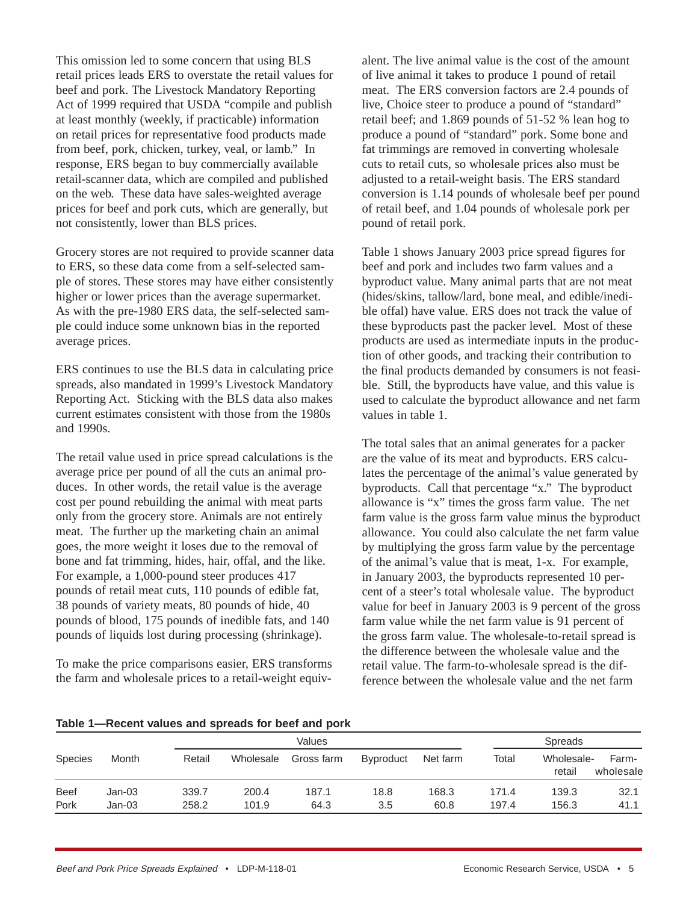This omission led to some concern that using BLS retail prices leads ERS to overstate the retail values for beef and pork. The Livestock Mandatory Reporting Act of 1999 required that USDA "compile and publish at least monthly (weekly, if practicable) information on retail prices for representative food products made from beef, pork, chicken, turkey, veal, or lamb." In response, ERS began to buy commercially available retail-scanner data, which are compiled and published on the web. These data have sales-weighted average prices for beef and pork cuts, which are generally, but not consistently, lower than BLS prices.

Grocery stores are not required to provide scanner data to ERS, so these data come from a self-selected sample of stores. These stores may have either consistently higher or lower prices than the average supermarket. As with the pre-1980 ERS data, the self-selected sample could induce some unknown bias in the reported average prices.

ERS continues to use the BLS data in calculating price spreads, also mandated in 1999's Livestock Mandatory Reporting Act. Sticking with the BLS data also makes current estimates consistent with those from the 1980s and 1990s.

The retail value used in price spread calculations is the average price per pound of all the cuts an animal produces. In other words, the retail value is the average cost per pound rebuilding the animal with meat parts only from the grocery store. Animals are not entirely meat. The further up the marketing chain an animal goes, the more weight it loses due to the removal of bone and fat trimming, hides, hair, offal, and the like. For example, a 1,000-pound steer produces 417 pounds of retail meat cuts, 110 pounds of edible fat, 38 pounds of variety meats, 80 pounds of hide, 40 pounds of blood, 175 pounds of inedible fats, and 140 pounds of liquids lost during processing (shrinkage).

To make the price comparisons easier, ERS transforms the farm and wholesale prices to a retail-weight equivalent. The live animal value is the cost of the amount of live animal it takes to produce 1 pound of retail meat. The ERS conversion factors are 2.4 pounds of live, Choice steer to produce a pound of "standard" retail beef; and 1.869 pounds of 51-52 % lean hog to produce a pound of "standard" pork. Some bone and fat trimmings are removed in converting wholesale cuts to retail cuts, so wholesale prices also must be adjusted to a retail-weight basis. The ERS standard conversion is 1.14 pounds of wholesale beef per pound of retail beef, and 1.04 pounds of wholesale pork per pound of retail pork.

Table 1 shows January 2003 price spread figures for beef and pork and includes two farm values and a byproduct value. Many animal parts that are not meat (hides/skins, tallow/lard, bone meal, and edible/inedible offal) have value. ERS does not track the value of these byproducts past the packer level. Most of these products are used as intermediate inputs in the production of other goods, and tracking their contribution to the final products demanded by consumers is not feasible. Still, the byproducts have value, and this value is used to calculate the byproduct allowance and net farm values in table 1.

The total sales that an animal generates for a packer are the value of its meat and byproducts. ERS calculates the percentage of the animal's value generated by byproducts. Call that percentage "x." The byproduct allowance is "x" times the gross farm value. The net farm value is the gross farm value minus the byproduct allowance. You could also calculate the net farm value by multiplying the gross farm value by the percentage of the animal's value that is meat, 1-x. For example, in January 2003, the byproducts represented 10 percent of a steer's total wholesale value. The byproduct value for beef in January 2003 is 9 percent of the gross farm value while the net farm value is 91 percent of the gross farm value. The wholesale-to-retail spread is the difference between the wholesale value and the retail value. The farm-to-wholesale spread is the difference between the wholesale value and the net farm

**Table 1—Recent values and spreads for beef and pork**

| Species | Month | Values | | | | | Spreads | | |
|---|---|---|---|---|---|---|---|---|---|
| | | Retail | Wholesale | Gross farm | Byproduct | Net farm | Total | Wholesale-retail | Farm-wholesale |
| Beef | Jan-03 | 339.7 | 200.4 | 187.1 | 18.8 | 168.3 | 171.4 | 139.3 | 32.1 |
| Pork | Jan-03 | 258.2 | 101.9 | 64.3 | 3.5 | 60.8 | 197.4 | 156.3 | 41.1 |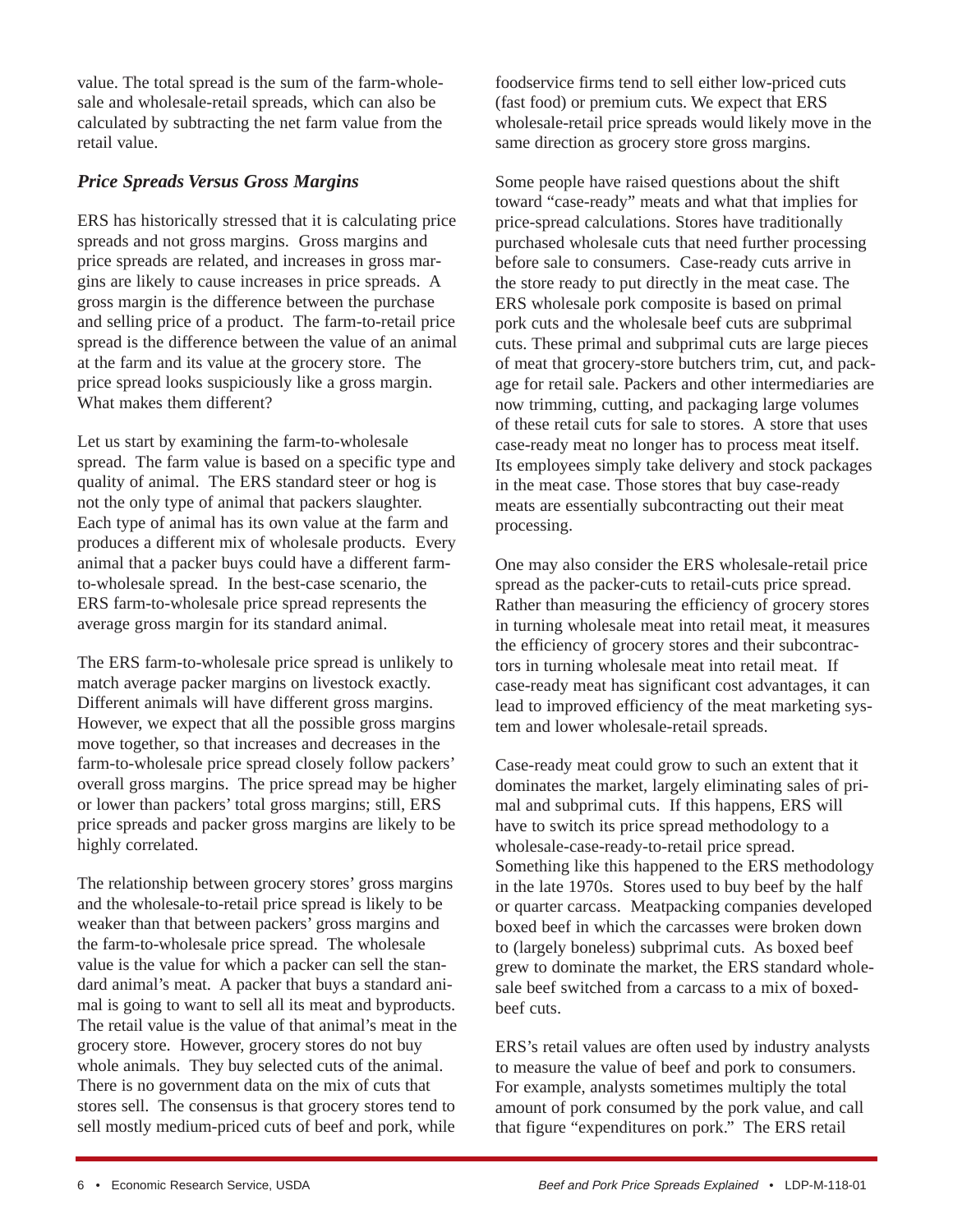value. The total spread is the sum of the farm-wholesale and wholesale-retail spreads, which can also be calculated by subtracting the net farm value from the retail value.

### *Price Spreads Versus Gross Margins*

ERS has historically stressed that it is calculating price spreads and not gross margins. Gross margins and price spreads are related, and increases in gross margins are likely to cause increases in price spreads. A gross margin is the difference between the purchase and selling price of a product. The farm-to-retail price spread is the difference between the value of an animal at the farm and its value at the grocery store. The price spread looks suspiciously like a gross margin. What makes them different?

Let us start by examining the farm-to-wholesale spread. The farm value is based on a specific type and quality of animal. The ERS standard steer or hog is not the only type of animal that packers slaughter. Each type of animal has its own value at the farm and produces a different mix of wholesale products. Every animal that a packer buys could have a different farm-to-wholesale spread. In the best-case scenario, the ERS farm-to-wholesale price spread represents the average gross margin for its standard animal.

The ERS farm-to-wholesale price spread is unlikely to match average packer margins on livestock exactly. Different animals will have different gross margins. However, we expect that all the possible gross margins move together, so that increases and decreases in the farm-to-wholesale price spread closely follow packers' overall gross margins. The price spread may be higher or lower than packers' total gross margins; still, ERS price spreads and packer gross margins are likely to be highly correlated.

The relationship between grocery stores' gross margins and the wholesale-to-retail price spread is likely to be weaker than that between packers' gross margins and the farm-to-wholesale price spread. The wholesale value is the value for which a packer can sell the standard animal's meat. A packer that buys a standard animal is going to want to sell all its meat and byproducts. The retail value is the value of that animal's meat in the grocery store. However, grocery stores do not buy whole animals. They buy selected cuts of the animal. There is no government data on the mix of cuts that stores sell. The consensus is that grocery stores tend to sell mostly medium-priced cuts of beef and pork, while foodservice firms tend to sell either low-priced cuts (fast food) or premium cuts. We expect that ERS wholesale-retail price spreads would likely move in the same direction as grocery store gross margins.

Some people have raised questions about the shift toward "case-ready" meats and what that implies for price-spread calculations. Stores have traditionally purchased wholesale cuts that need further processing before sale to consumers. Case-ready cuts arrive in the store ready to put directly in the meat case. The ERS wholesale pork composite is based on primal pork cuts and the wholesale beef cuts are subprimal cuts. These primal and subprimal cuts are large pieces of meat that grocery-store butchers trim, cut, and package for retail sale. Packers and other intermediaries are now trimming, cutting, and packaging large volumes of these retail cuts for sale to stores. A store that uses case-ready meat no longer has to process meat itself. Its employees simply take delivery and stock packages in the meat case. Those stores that buy case-ready meats are essentially subcontracting out their meat processing.

One may also consider the ERS wholesale-retail price spread as the packer-cuts to retail-cuts price spread. Rather than measuring the efficiency of grocery stores in turning wholesale meat into retail meat, it measures the efficiency of grocery stores and their subcontractors in turning wholesale meat into retail meat. If case-ready meat has significant cost advantages, it can lead to improved efficiency of the meat marketing system and lower wholesale-retail spreads.

Case-ready meat could grow to such an extent that it dominates the market, largely eliminating sales of primal and subprimal cuts. If this happens, ERS will have to switch its price spread methodology to a wholesale-case-ready-to-retail price spread. Something like this happened to the ERS methodology in the late 1970s. Stores used to buy beef by the half or quarter carcass. Meatpacking companies developed boxed beef in which the carcasses were broken down to (largely boneless) subprimal cuts. As boxed beef grew to dominate the market, the ERS standard wholesale beef switched from a carcass to a mix of boxed-beef cuts.

ERS's retail values are often used by industry analysts to measure the value of beef and pork to consumers. For example, analysts sometimes multiply the total amount of pork consumed by the pork value, and call that figure "expenditures on pork." The ERS retail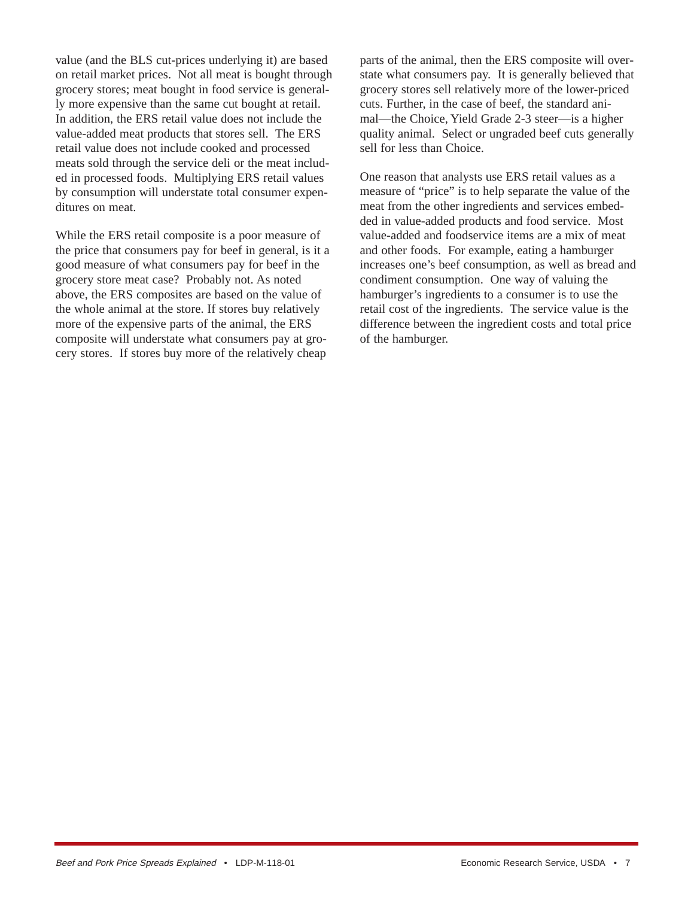value (and the BLS cut-prices underlying it) are based on retail market prices. Not all meat is bought through grocery stores; meat bought in food service is generally more expensive than the same cut bought at retail. In addition, the ERS retail value does not include the value-added meat products that stores sell. The ERS retail value does not include cooked and processed meats sold through the service deli or the meat included in processed foods. Multiplying ERS retail values by consumption will understate total consumer expenditures on meat.

While the ERS retail composite is a poor measure of the price that consumers pay for beef in general, is it a good measure of what consumers pay for beef in the grocery store meat case? Probably not. As noted above, the ERS composites are based on the value of the whole animal at the store. If stores buy relatively more of the expensive parts of the animal, the ERS composite will understate what consumers pay at grocery stores. If stores buy more of the relatively cheap parts of the animal, then the ERS composite will overstate what consumers pay. It is generally believed that grocery stores sell relatively more of the lower-priced cuts. Further, in the case of beef, the standard animal—the Choice, Yield Grade 2-3 steer—is a higher quality animal. Select or ungraded beef cuts generally sell for less than Choice.

One reason that analysts use ERS retail values as a measure of "price" is to help separate the value of the meat from the other ingredients and services embedded in value-added products and food service. Most value-added and foodservice items are a mix of meat and other foods. For example, eating a hamburger increases one's beef consumption, as well as bread and condiment consumption. One way of valuing the hamburger's ingredients to a consumer is to use the retail cost of the ingredients. The service value is the difference between the ingredient costs and total price of the hamburger.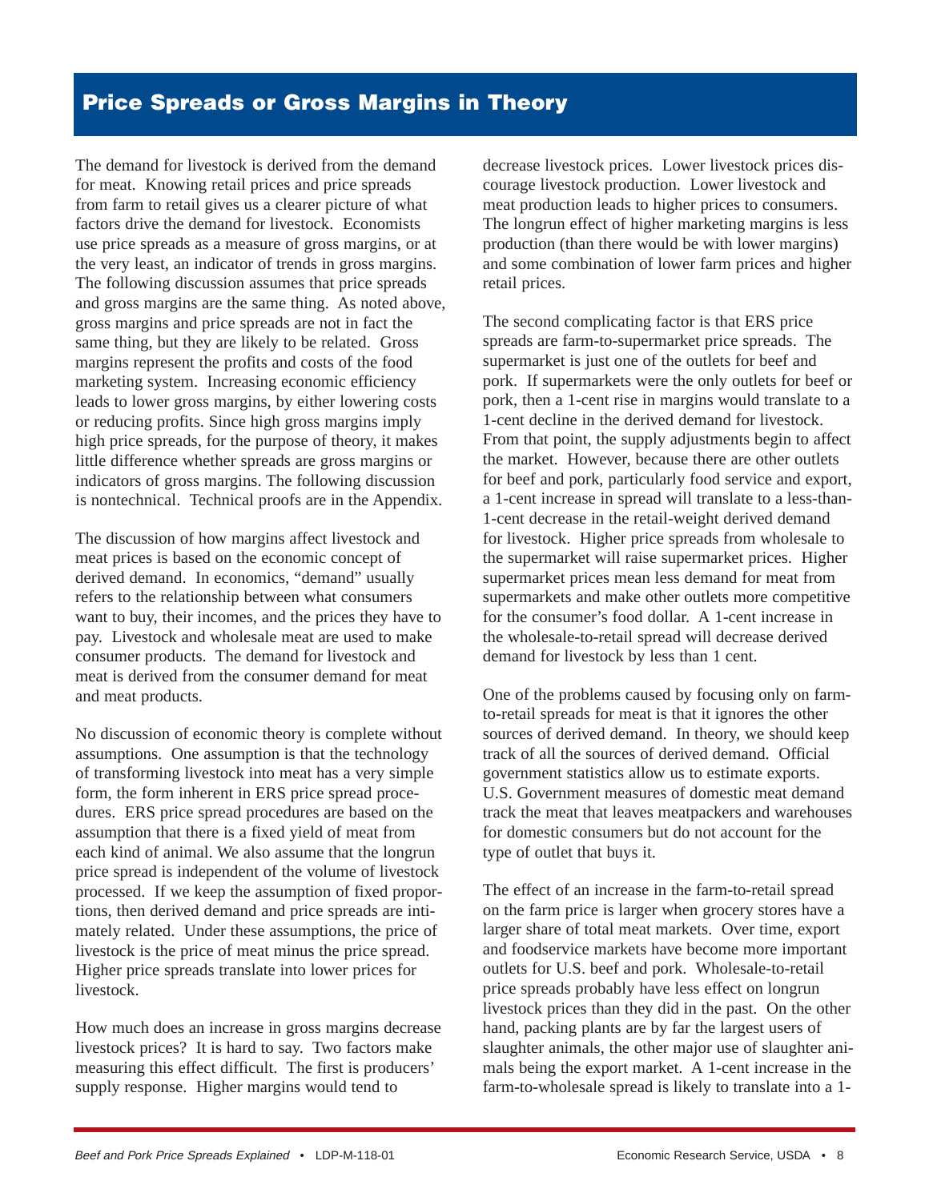## Price Spreads or Gross Margins in Theory

The demand for livestock is derived from the demand for meat. Knowing retail prices and price spreads from farm to retail gives us a clearer picture of what factors drive the demand for livestock. Economists use price spreads as a measure of gross margins, or at the very least, an indicator of trends in gross margins. The following discussion assumes that price spreads and gross margins are the same thing. As noted above, gross margins and price spreads are not in fact the same thing, but they are likely to be related. Gross margins represent the profits and costs of the food marketing system. Increasing economic efficiency leads to lower gross margins, by either lowering costs or reducing profits. Since high gross margins imply high price spreads, for the purpose of theory, it makes little difference whether spreads are gross margins or indicators of gross margins. The following discussion is nontechnical. Technical proofs are in the Appendix.

The discussion of how margins affect livestock and meat prices is based on the economic concept of derived demand. In economics, "demand" usually refers to the relationship between what consumers want to buy, their incomes, and the prices they have to pay. Livestock and wholesale meat are used to make consumer products. The demand for livestock and meat is derived from the consumer demand for meat and meat products.

No discussion of economic theory is complete without assumptions. One assumption is that the technology of transforming livestock into meat has a very simple form, the form inherent in ERS price spread procedures. ERS price spread procedures are based on the assumption that there is a fixed yield of meat from each kind of animal. We also assume that the longrun price spread is independent of the volume of livestock processed. If we keep the assumption of fixed proportions, then derived demand and price spreads are intimately related. Under these assumptions, the price of livestock is the price of meat minus the price spread. Higher price spreads translate into lower prices for livestock.

How much does an increase in gross margins decrease livestock prices? It is hard to say. Two factors make measuring this effect difficult. The first is producers' supply response. Higher margins would tend to decrease livestock prices. Lower livestock prices discourage livestock production. Lower livestock and meat production leads to higher prices to consumers. The longrun effect of higher marketing margins is less production (than there would be with lower margins) and some combination of lower farm prices and higher retail prices.

The second complicating factor is that ERS price spreads are farm-to-supermarket price spreads. The supermarket is just one of the outlets for beef and pork. If supermarkets were the only outlets for beef or pork, then a 1-cent rise in margins would translate to a 1-cent decline in the derived demand for livestock. From that point, the supply adjustments begin to affect the market. However, because there are other outlets for beef and pork, particularly food service and export, a 1-cent increase in spread will translate to a less-than-1-cent decrease in the retail-weight derived demand for livestock. Higher price spreads from wholesale to the supermarket will raise supermarket prices. Higher supermarket prices mean less demand for meat from supermarkets and make other outlets more competitive for the consumer's food dollar. A 1-cent increase in the wholesale-to-retail spread will decrease derived demand for livestock by less than 1 cent.

One of the problems caused by focusing only on farm-to-retail spreads for meat is that it ignores the other sources of derived demand. In theory, we should keep track of all the sources of derived demand. Official government statistics allow us to estimate exports. U.S. Government measures of domestic meat demand track the meat that leaves meatpackers and warehouses for domestic consumers but do not account for the type of outlet that buys it.

The effect of an increase in the farm-to-retail spread on the farm price is larger when grocery stores have a larger share of total meat markets. Over time, export and foodservice markets have become more important outlets for U.S. beef and pork. Wholesale-to-retail price spreads probably have less effect on longrun livestock prices than they did in the past. On the other hand, packing plants are by far the largest users of slaughter animals, the other major use of slaughter animals being the export market. A 1-cent increase in the farm-to-wholesale spread is likely to translate into a 1-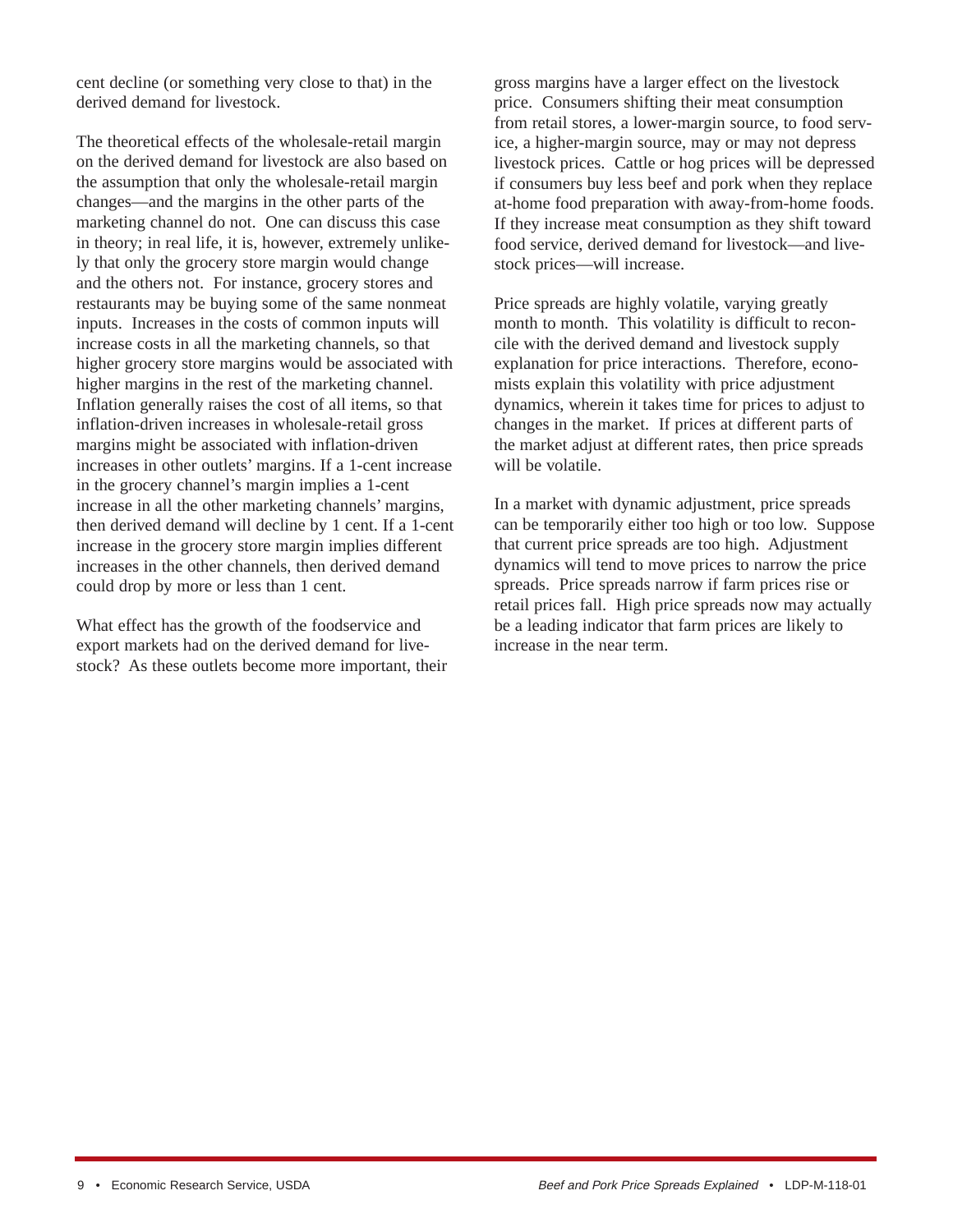cent decline (or something very close to that) in the derived demand for livestock.

The theoretical effects of the wholesale-retail margin on the derived demand for livestock are also based on the assumption that only the wholesale-retail margin changes—and the margins in the other parts of the marketing channel do not. One can discuss this case in theory; in real life, it is, however, extremely unlikely that only the grocery store margin would change and the others not. For instance, grocery stores and restaurants may be buying some of the same nonmeat inputs. Increases in the costs of common inputs will increase costs in all the marketing channels, so that higher grocery store margins would be associated with higher margins in the rest of the marketing channel. Inflation generally raises the cost of all items, so that inflation-driven increases in wholesale-retail gross margins might be associated with inflation-driven increases in other outlets' margins. If a 1-cent increase in the grocery channel's margin implies a 1-cent increase in all the other marketing channels' margins, then derived demand will decline by 1 cent. If a 1-cent increase in the grocery store margin implies different increases in the other channels, then derived demand could drop by more or less than 1 cent.

What effect has the growth of the foodservice and export markets had on the derived demand for livestock? As these outlets become more important, their gross margins have a larger effect on the livestock price. Consumers shifting their meat consumption from retail stores, a lower-margin source, to food service, a higher-margin source, may or may not depress livestock prices. Cattle or hog prices will be depressed if consumers buy less beef and pork when they replace at-home food preparation with away-from-home foods. If they increase meat consumption as they shift toward food service, derived demand for livestock—and livestock prices—will increase.

Price spreads are highly volatile, varying greatly month to month. This volatility is difficult to reconcile with the derived demand and livestock supply explanation for price interactions. Therefore, economists explain this volatility with price adjustment dynamics, wherein it takes time for prices to adjust to changes in the market. If prices at different parts of the market adjust at different rates, then price spreads will be volatile.

In a market with dynamic adjustment, price spreads can be temporarily either too high or too low. Suppose that current price spreads are too high. Adjustment dynamics will tend to move prices to narrow the price spreads. Price spreads narrow if farm prices rise or retail prices fall. High price spreads now may actually be a leading indicator that farm prices are likely to increase in the near term.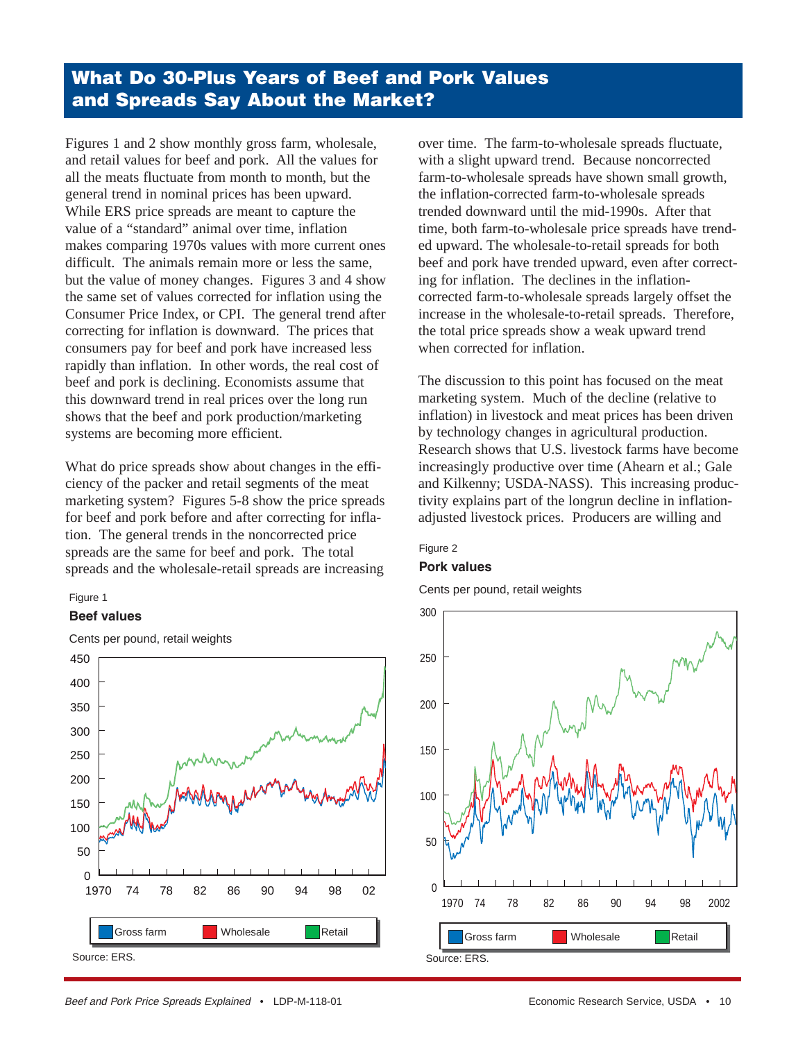## What Do 30-Plus Years of Beef and Pork Values and Spreads Say About the Market?

Figures 1 and 2 show monthly gross farm, wholesale, and retail values for beef and pork. All the values for all the meats fluctuate from month to month, but the general trend in nominal prices has been upward. While ERS price spreads are meant to capture the value of a "standard" animal over time, inflation makes comparing 1970s values with more current ones difficult. The animals remain more or less the same, but the value of money changes. Figures 3 and 4 show the same set of values corrected for inflation using the Consumer Price Index, or CPI. The general trend after correcting for inflation is downward. The prices that consumers pay for beef and pork have increased less rapidly than inflation. In other words, the real cost of beef and pork is declining. Economists assume that this downward trend in real prices over the long run shows that the beef and pork production/marketing systems are becoming more efficient.

What do price spreads show about changes in the efficiency of the packer and retail segments of the meat marketing system? Figures 5-8 show the price spreads for beef and pork before and after correcting for inflation. The general trends in the noncorrected price spreads are the same for beef and pork. The total spreads and the wholesale-retail spreads are increasing over time. The farm-to-wholesale spreads fluctuate, with a slight upward trend. Because noncorrected farm-to-wholesale spreads have shown small growth, the inflation-corrected farm-to-wholesale spreads trended downward until the mid-1990s. After that time, both farm-to-wholesale price spreads have trended upward. The wholesale-to-retail spreads for both beef and pork have trended upward, even after correcting for inflation. The declines in the inflation-corrected farm-to-wholesale spreads largely offset the increase in the wholesale-to-retail spreads. Therefore, the total price spreads show a weak upward trend when corrected for inflation.

The discussion to this point has focused on the meat marketing system. Much of the decline (relative to inflation) in livestock and meat prices has been driven by technology changes in agricultural production. Research shows that U.S. livestock farms have become increasingly productive over time (Ahearn et al.; Gale and Kilkenny; USDA-NASS). This increasing productivity explains part of the longrun decline in inflation-adjusted livestock prices. Producers are willing and

Figure 1

**Beef values**

Cents per pound, retail weights

Source: ERS.

Figure 2

**Pork values**

Cents per pound, retail weights

Source: ERS.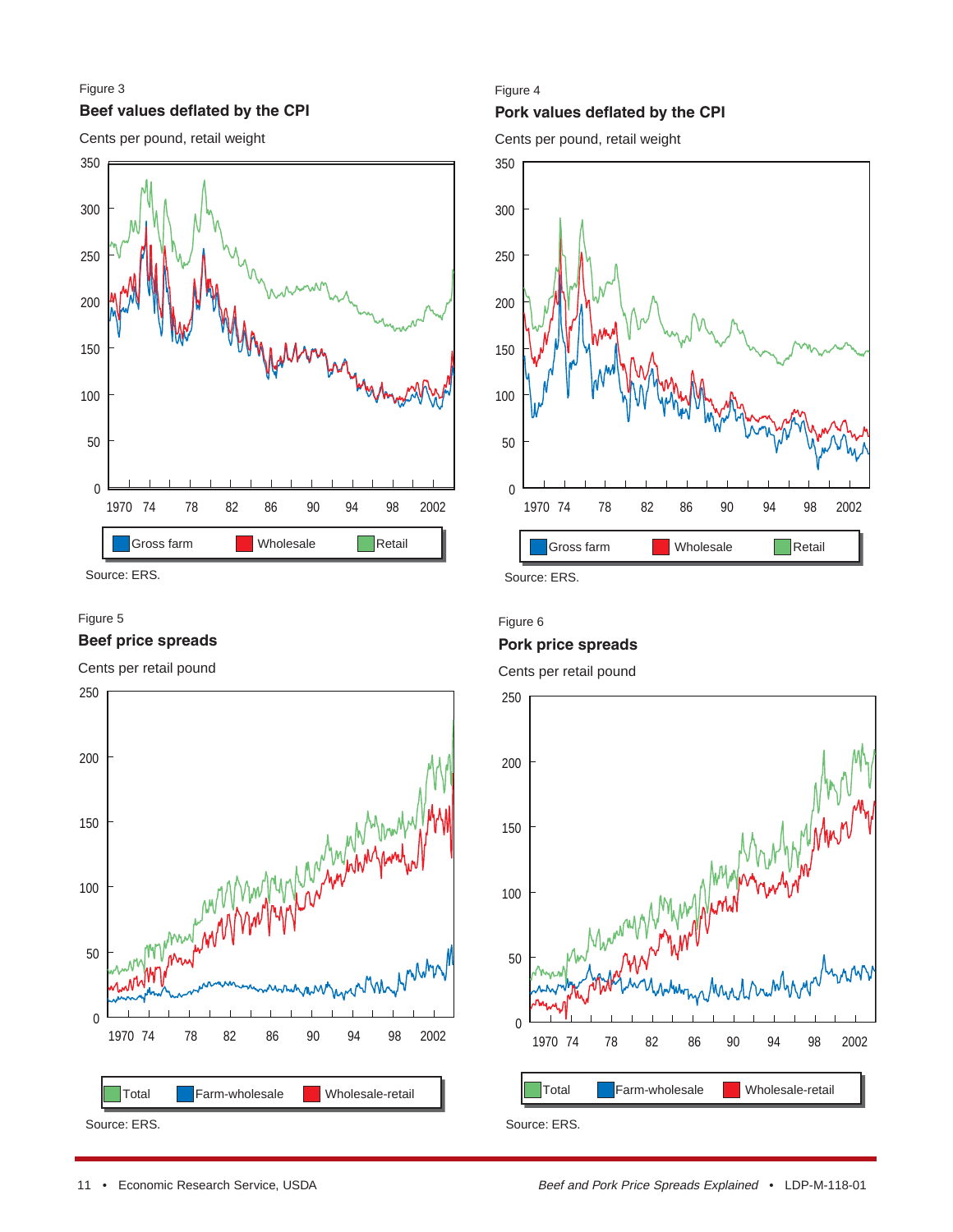Figure 3

**Beef values deflated by the CPI**

Cents per pound, retail weight

Gross farm | Wholesale | Retail

Source: ERS.

Figure 4

**Pork values deflated by the CPI**

Cents per pound, retail weight

Gross farm | Wholesale | Retail

Source: ERS.

Figure 5

**Beef price spreads**

Cents per retail pound

Total | Farm-wholesale | Wholesale-retail

Source: ERS.

Figure 6

**Pork price spreads**

Cents per retail pound

Total | Farm-wholesale | Wholesale-retail

Source: ERS.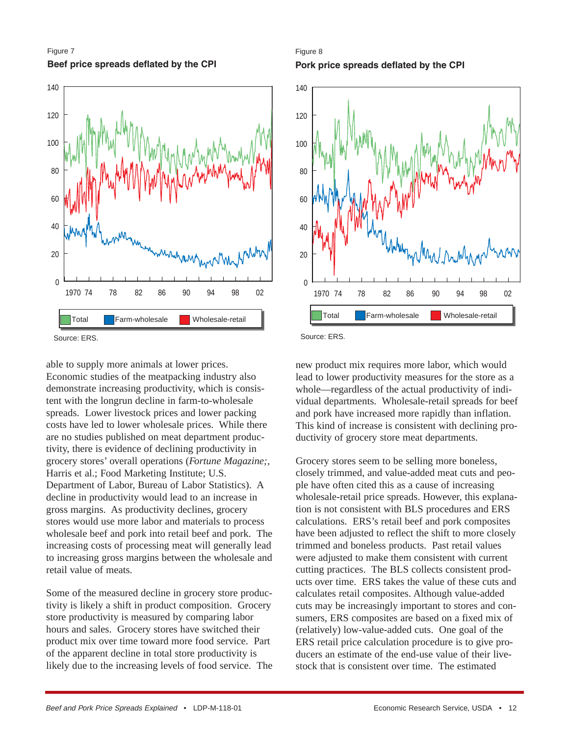Figure 7

**Beef price spreads deflated by the CPI**

Source: ERS.

Figure 8

**Pork price spreads deflated by the CPI**

Source: ERS.

able to supply more animals at lower prices. Economic studies of the meatpacking industry also demonstrate increasing productivity, which is consistent with the longrun decline in farm-to-wholesale spreads. Lower livestock prices and lower packing costs have led to lower wholesale prices. While there are no studies published on meat department productivity, there is evidence of declining productivity in grocery stores' overall operations (*Fortune Magazine;*, Harris et al.; Food Marketing Institute; U.S. Department of Labor, Bureau of Labor Statistics). A decline in productivity would lead to an increase in gross margins. As productivity declines, grocery stores would use more labor and materials to process wholesale beef and pork into retail beef and pork. The increasing costs of processing meat will generally lead to increasing gross margins between the wholesale and retail value of meats.

Some of the measured decline in grocery store productivity is likely a shift in product composition. Grocery store productivity is measured by comparing labor hours and sales. Grocery stores have switched their product mix over time toward more food service. Part of the apparent decline in total store productivity is likely due to the increasing levels of food service. The new product mix requires more labor, which would lead to lower productivity measures for the store as a whole—regardless of the actual productivity of individual departments. Wholesale-retail spreads for beef and pork have increased more rapidly than inflation. This kind of increase is consistent with declining productivity of grocery store meat departments.

Grocery stores seem to be selling more boneless, closely trimmed, and value-added meat cuts and people have often cited this as a cause of increasing wholesale-retail price spreads. However, this explanation is not consistent with BLS procedures and ERS calculations. ERS's retail beef and pork composites have been adjusted to reflect the shift to more closely trimmed and boneless products. Past retail values were adjusted to make them consistent with current cutting practices. The BLS collects consistent products over time. ERS takes the value of these cuts and calculates retail composites. Although value-added cuts may be increasingly important to stores and consumers, ERS composites are based on a fixed mix of (relatively) low-value-added cuts. One goal of the ERS retail price calculation procedure is to give producers an estimate of the end-use value of their livestock that is consistent over time. The estimated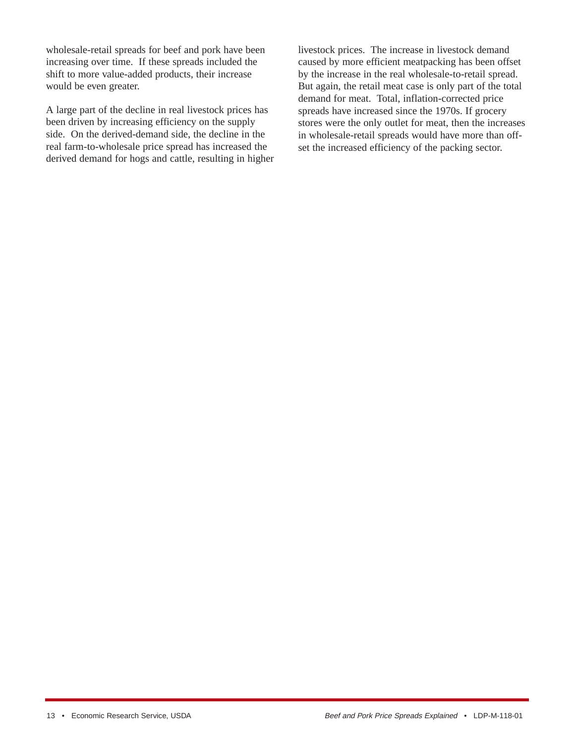wholesale-retail spreads for beef and pork have been increasing over time. If these spreads included the shift to more value-added products, their increase would be even greater.

A large part of the decline in real livestock prices has been driven by increasing efficiency on the supply side. On the derived-demand side, the decline in the real farm-to-wholesale price spread has increased the derived demand for hogs and cattle, resulting in higher livestock prices. The increase in livestock demand caused by more efficient meatpacking has been offset by the increase in the real wholesale-to-retail spread. But again, the retail meat case is only part of the total demand for meat. Total, inflation-corrected price spreads have increased since the 1970s. If grocery stores were the only outlet for meat, then the increases in wholesale-retail spreads would have more than offset the increased efficiency of the packing sector.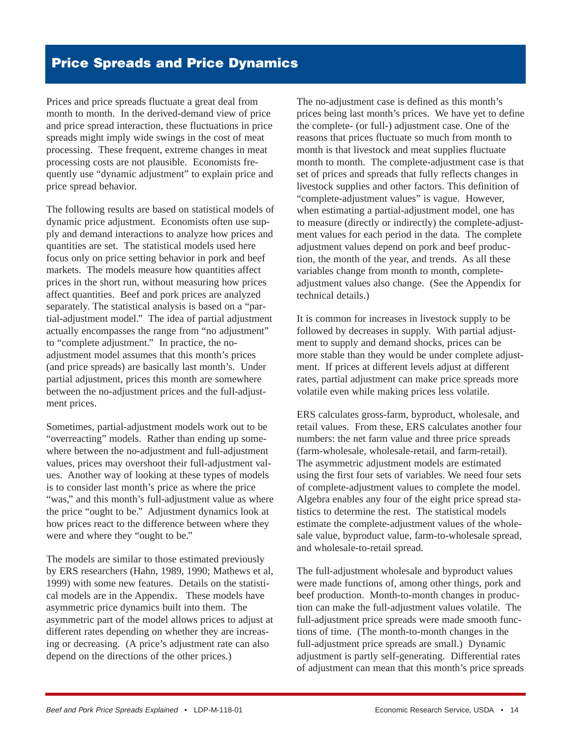## Price Spreads and Price Dynamics

Prices and price spreads fluctuate a great deal from month to month. In the derived-demand view of price and price spread interaction, these fluctuations in price spreads might imply wide swings in the cost of meat processing. These frequent, extreme changes in meat processing costs are not plausible. Economists frequently use "dynamic adjustment" to explain price and price spread behavior.

The following results are based on statistical models of dynamic price adjustment. Economists often use supply and demand interactions to analyze how prices and quantities are set. The statistical models used here focus only on price setting behavior in pork and beef markets. The models measure how quantities affect prices in the short run, without measuring how prices affect quantities. Beef and pork prices are analyzed separately. The statistical analysis is based on a "partial-adjustment model." The idea of partial adjustment actually encompasses the range from "no adjustment" to "complete adjustment." In practice, the no-adjustment model assumes that this month's prices (and price spreads) are basically last month's. Under partial adjustment, prices this month are somewhere between the no-adjustment prices and the full-adjustment prices.

Sometimes, partial-adjustment models work out to be "overreacting" models. Rather than ending up somewhere between the no-adjustment and full-adjustment values, prices may overshoot their full-adjustment values. Another way of looking at these types of models is to consider last month's price as where the price "was," and this month's full-adjustment value as where the price "ought to be." Adjustment dynamics look at how prices react to the difference between where they were and where they "ought to be."

The models are similar to those estimated previously by ERS researchers (Hahn, 1989, 1990; Mathews et al, 1999) with some new features. Details on the statistical models are in the Appendix. These models have asymmetric price dynamics built into them. The asymmetric part of the model allows prices to adjust at different rates depending on whether they are increasing or decreasing. (A price's adjustment rate can also depend on the directions of the other prices.)

The no-adjustment case is defined as this month's prices being last month's prices. We have yet to define the complete- (or full-) adjustment case. One of the reasons that prices fluctuate so much from month to month is that livestock and meat supplies fluctuate month to month. The complete-adjustment case is that set of prices and spreads that fully reflects changes in livestock supplies and other factors. This definition of "complete-adjustment values" is vague. However, when estimating a partial-adjustment model, one has to measure (directly or indirectly) the complete-adjustment values for each period in the data. The complete adjustment values depend on pork and beef production, the month of the year, and trends. As all these variables change from month to month, complete-adjustment values also change. (See the Appendix for technical details.)

It is common for increases in livestock supply to be followed by decreases in supply. With partial adjustment to supply and demand shocks, prices can be more stable than they would be under complete adjustment. If prices at different levels adjust at different rates, partial adjustment can make price spreads more volatile even while making prices less volatile.

ERS calculates gross-farm, byproduct, wholesale, and retail values. From these, ERS calculates another four numbers: the net farm value and three price spreads (farm-wholesale, wholesale-retail, and farm-retail). The asymmetric adjustment models are estimated using the first four sets of variables. We need four sets of complete-adjustment values to complete the model. Algebra enables any four of the eight price spread statistics to determine the rest. The statistical models estimate the complete-adjustment values of the wholesale value, byproduct value, farm-to-wholesale spread, and wholesale-to-retail spread.

The full-adjustment wholesale and byproduct values were made functions of, among other things, pork and beef production. Month-to-month changes in production can make the full-adjustment values volatile. The full-adjustment price spreads were made smooth functions of time. (The month-to-month changes in the full-adjustment price spreads are small.) Dynamic adjustment is partly self-generating. Differential rates of adjustment can mean that this month's price spreads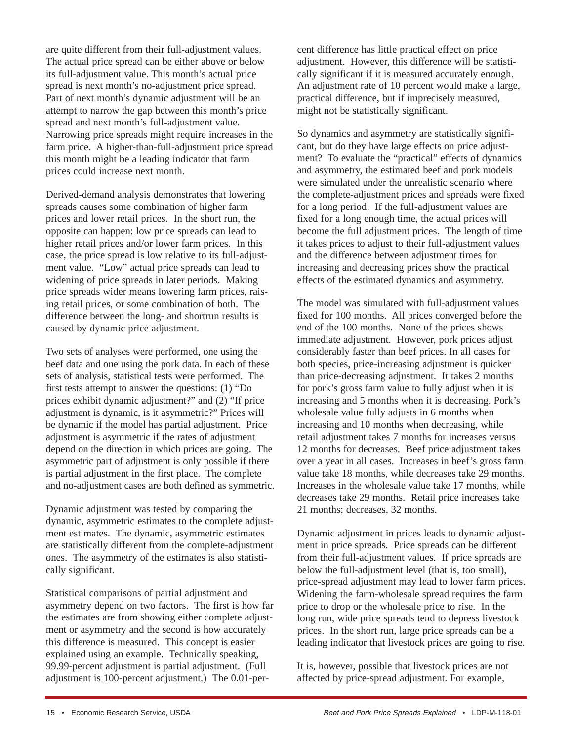are quite different from their full-adjustment values. The actual price spread can be either above or below its full-adjustment value. This month's actual price spread is next month's no-adjustment price spread. Part of next month's dynamic adjustment will be an attempt to narrow the gap between this month's price spread and next month's full-adjustment value. Narrowing price spreads might require increases in the farm price. A higher-than-full-adjustment price spread this month might be a leading indicator that farm prices could increase next month.

Derived-demand analysis demonstrates that lowering spreads causes some combination of higher farm prices and lower retail prices. In the short run, the opposite can happen: low price spreads can lead to higher retail prices and/or lower farm prices. In this case, the price spread is low relative to its full-adjustment value. "Low" actual price spreads can lead to widening of price spreads in later periods. Making price spreads wider means lowering farm prices, raising retail prices, or some combination of both. The difference between the long- and shortrun results is caused by dynamic price adjustment.

Two sets of analyses were performed, one using the beef data and one using the pork data. In each of these sets of analysis, statistical tests were performed. The first tests attempt to answer the questions: (1) "Do prices exhibit dynamic adjustment?" and (2) "If price adjustment is dynamic, is it asymmetric?" Prices will be dynamic if the model has partial adjustment. Price adjustment is asymmetric if the rates of adjustment depend on the direction in which prices are going. The asymmetric part of adjustment is only possible if there is partial adjustment in the first place. The complete and no-adjustment cases are both defined as symmetric.

Dynamic adjustment was tested by comparing the dynamic, asymmetric estimates to the complete adjustment estimates. The dynamic, asymmetric estimates are statistically different from the complete-adjustment ones. The asymmetry of the estimates is also statistically significant.

Statistical comparisons of partial adjustment and asymmetry depend on two factors. The first is how far the estimates are from showing either complete adjustment or asymmetry and the second is how accurately this difference is measured. This concept is easier explained using an example. Technically speaking, 99.99-percent adjustment is partial adjustment. (Full adjustment is 100-percent adjustment.) The 0.01-percent difference has little practical effect on price adjustment. However, this difference will be statistically significant if it is measured accurately enough. An adjustment rate of 10 percent would make a large, practical difference, but if imprecisely measured, might not be statistically significant.

So dynamics and asymmetry are statistically significant, but do they have large effects on price adjustment? To evaluate the "practical" effects of dynamics and asymmetry, the estimated beef and pork models were simulated under the unrealistic scenario where the complete-adjustment prices and spreads were fixed for a long period. If the full-adjustment values are fixed for a long enough time, the actual prices will become the full adjustment prices. The length of time it takes prices to adjust to their full-adjustment values and the difference between adjustment times for increasing and decreasing prices show the practical effects of the estimated dynamics and asymmetry.

The model was simulated with full-adjustment values fixed for 100 months. All prices converged before the end of the 100 months. None of the prices shows immediate adjustment. However, pork prices adjust considerably faster than beef prices. In all cases for both species, price-increasing adjustment is quicker than price-decreasing adjustment. It takes 2 months for pork's gross farm value to fully adjust when it is increasing and 5 months when it is decreasing. Pork's wholesale value fully adjusts in 6 months when increasing and 10 months when decreasing, while retail adjustment takes 7 months for increases versus 12 months for decreases. Beef price adjustment takes over a year in all cases. Increases in beef's gross farm value take 18 months, while decreases take 29 months. Increases in the wholesale value take 17 months, while decreases take 29 months. Retail price increases take 21 months; decreases, 32 months.

Dynamic adjustment in prices leads to dynamic adjustment in price spreads. Price spreads can be different from their full-adjustment values. If price spreads are below the full-adjustment level (that is, too small), price-spread adjustment may lead to lower farm prices. Widening the farm-wholesale spread requires the farm price to drop or the wholesale price to rise. In the long run, wide price spreads tend to depress livestock prices. In the short run, large price spreads can be a leading indicator that livestock prices are going to rise.

It is, however, possible that livestock prices are not affected by price-spread adjustment. For example,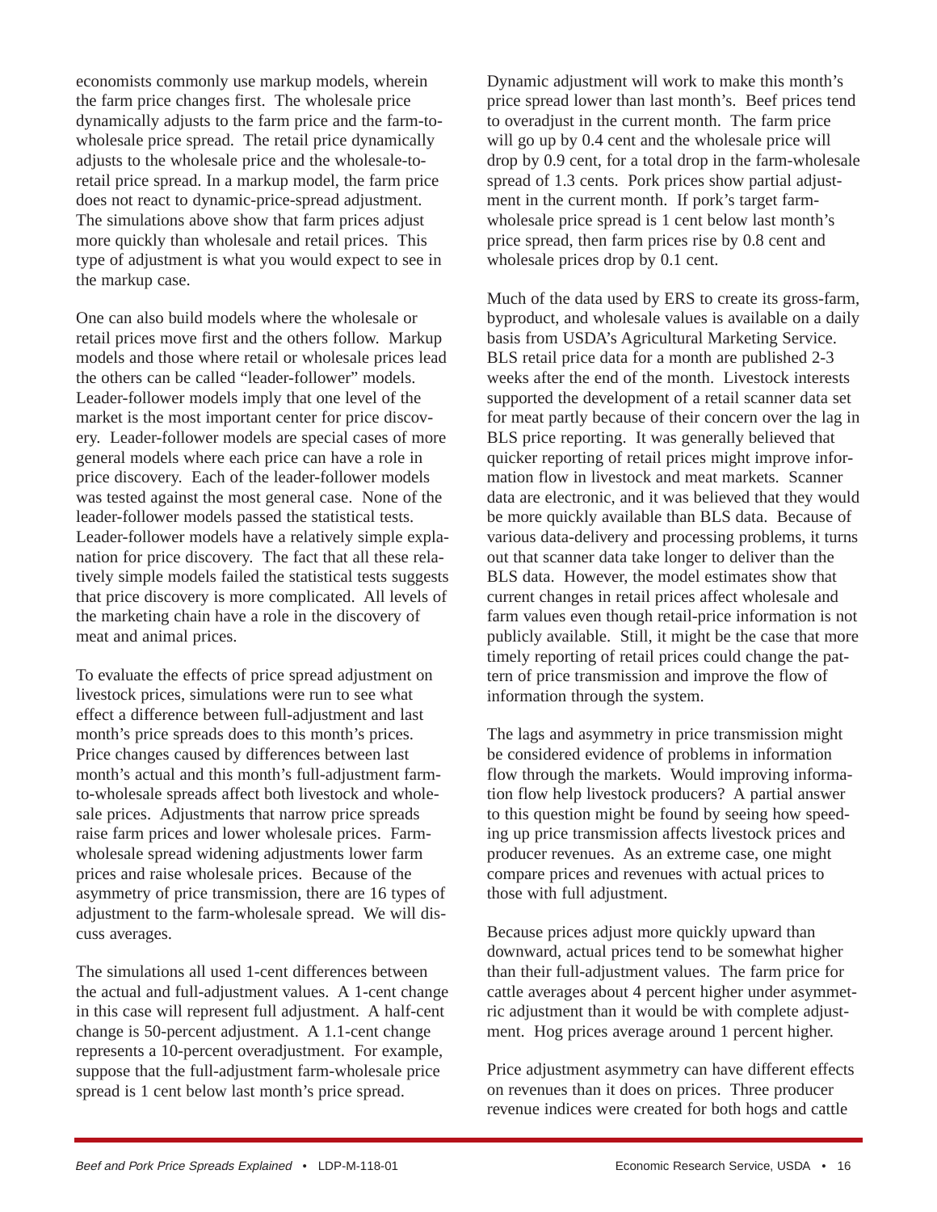economists commonly use markup models, wherein the farm price changes first. The wholesale price dynamically adjusts to the farm price and the farm-to-wholesale price spread. The retail price dynamically adjusts to the wholesale price and the wholesale-to-retail price spread. In a markup model, the farm price does not react to dynamic-price-spread adjustment. The simulations above show that farm prices adjust more quickly than wholesale and retail prices. This type of adjustment is what you would expect to see in the markup case.

One can also build models where the wholesale or retail prices move first and the others follow. Markup models and those where retail or wholesale prices lead the others can be called "leader-follower" models. Leader-follower models imply that one level of the market is the most important center for price discovery. Leader-follower models are special cases of more general models where each price can have a role in price discovery. Each of the leader-follower models was tested against the most general case. None of the leader-follower models passed the statistical tests. Leader-follower models have a relatively simple explanation for price discovery. The fact that all these relatively simple models failed the statistical tests suggests that price discovery is more complicated. All levels of the marketing chain have a role in the discovery of meat and animal prices.

To evaluate the effects of price spread adjustment on livestock prices, simulations were run to see what effect a difference between full-adjustment and last month's price spreads does to this month's prices. Price changes caused by differences between last month's actual and this month's full-adjustment farm-to-wholesale spreads affect both livestock and wholesale prices. Adjustments that narrow price spreads raise farm prices and lower wholesale prices. Farm-wholesale spread widening adjustments lower farm prices and raise wholesale prices. Because of the asymmetry of price transmission, there are 16 types of adjustment to the farm-wholesale spread. We will discuss averages.

The simulations all used 1-cent differences between the actual and full-adjustment values. A 1-cent change in this case will represent full adjustment. A half-cent change is 50-percent adjustment. A 1.1-cent change represents a 10-percent overadjustment. For example, suppose that the full-adjustment farm-wholesale price spread is 1 cent below last month's price spread. Dynamic adjustment will work to make this month's price spread lower than last month's. Beef prices tend to overadjust in the current month. The farm price will go up by 0.4 cent and the wholesale price will drop by 0.9 cent, for a total drop in the farm-wholesale spread of 1.3 cents. Pork prices show partial adjustment in the current month. If pork's target farm-wholesale price spread is 1 cent below last month's price spread, then farm prices rise by 0.8 cent and wholesale prices drop by 0.1 cent.

Much of the data used by ERS to create its gross-farm, byproduct, and wholesale values is available on a daily basis from USDA's Agricultural Marketing Service. BLS retail price data for a month are published 2-3 weeks after the end of the month. Livestock interests supported the development of a retail scanner data set for meat partly because of their concern over the lag in BLS price reporting. It was generally believed that quicker reporting of retail prices might improve information flow in livestock and meat markets. Scanner data are electronic, and it was believed that they would be more quickly available than BLS data. Because of various data-delivery and processing problems, it turns out that scanner data take longer to deliver than the BLS data. However, the model estimates show that current changes in retail prices affect wholesale and farm values even though retail-price information is not publicly available. Still, it might be the case that more timely reporting of retail prices could change the pattern of price transmission and improve the flow of information through the system.

The lags and asymmetry in price transmission might be considered evidence of problems in information flow through the markets. Would improving information flow help livestock producers? A partial answer to this question might be found by seeing how speeding up price transmission affects livestock prices and producer revenues. As an extreme case, one might compare prices and revenues with actual prices to those with full adjustment.

Because prices adjust more quickly upward than downward, actual prices tend to be somewhat higher than their full-adjustment values. The farm price for cattle averages about 4 percent higher under asymmetric adjustment than it would be with complete adjustment. Hog prices average around 1 percent higher.

Price adjustment asymmetry can have different effects on revenues than it does on prices. Three producer revenue indices were created for both hogs and cattle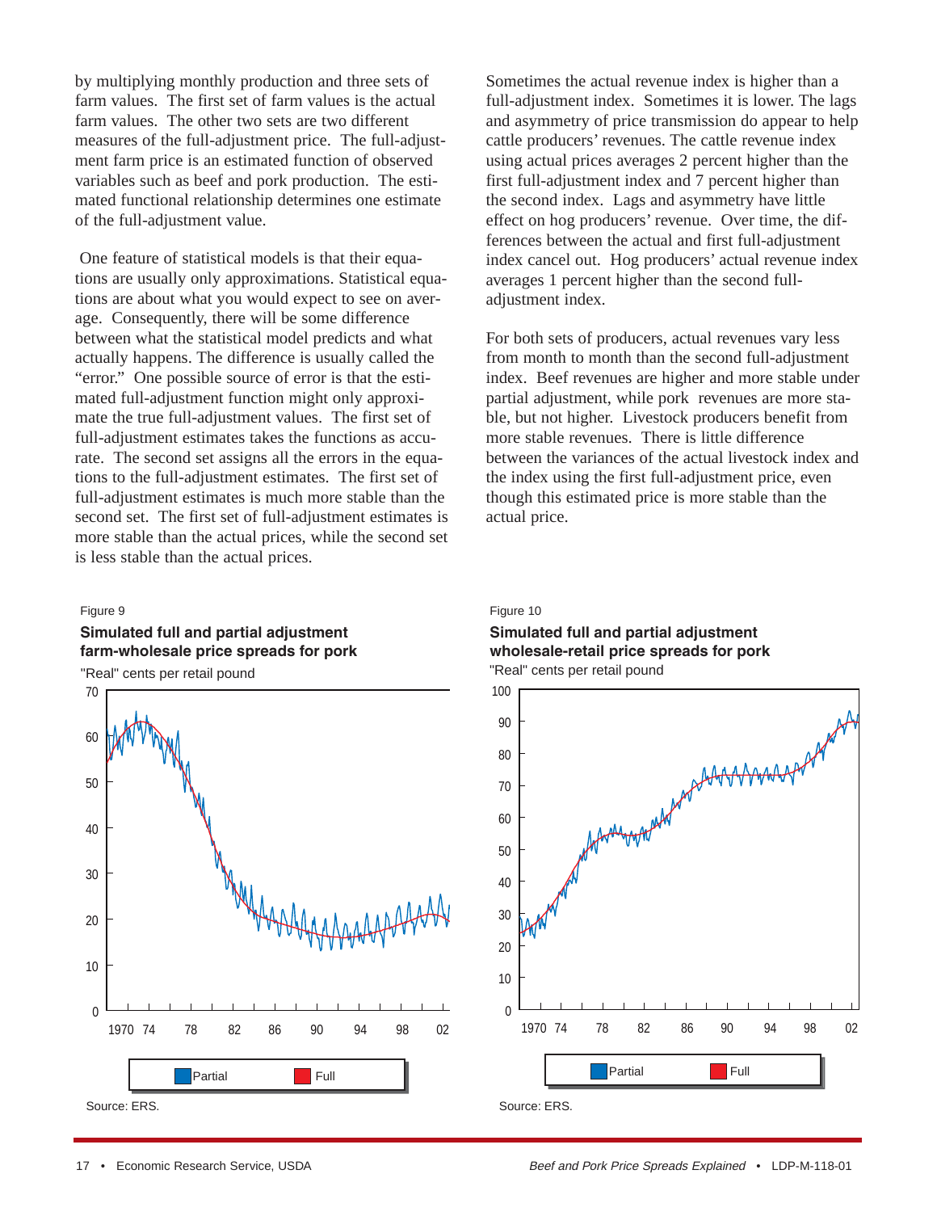by multiplying monthly production and three sets of farm values. The first set of farm values is the actual farm values. The other two sets are two different measures of the full-adjustment price. The full-adjustment farm price is an estimated function of observed variables such as beef and pork production. The estimated functional relationship determines one estimate of the full-adjustment value.

One feature of statistical models is that their equations are usually only approximations. Statistical equations are about what you would expect to see on average. Consequently, there will be some difference between what the statistical model predicts and what actually happens. The difference is usually called the "error." One possible source of error is that the estimated full-adjustment function might only approximate the true full-adjustment values. The first set of full-adjustment estimates takes the functions as accurate. The second set assigns all the errors in the equations to the full-adjustment estimates. The first set of full-adjustment estimates is much more stable than the second set. The first set of full-adjustment estimates is more stable than the actual prices, while the second set is less stable than the actual prices.

Sometimes the actual revenue index is higher than a full-adjustment index. Sometimes it is lower. The lags and asymmetry of price transmission do appear to help cattle producers' revenues. The cattle revenue index using actual prices averages 2 percent higher than the first full-adjustment index and 7 percent higher than the second index. Lags and asymmetry have little effect on hog producers' revenue. Over time, the differences between the actual and first full-adjustment index cancel out. Hog producers' actual revenue index averages 1 percent higher than the second full-adjustment index.

For both sets of producers, actual revenues vary less from month to month than the second full-adjustment index. Beef revenues are higher and more stable under partial adjustment, while pork revenues are more stable, but not higher. Livestock producers benefit from more stable revenues. There is little difference between the variances of the actual livestock index and the index using the first full-adjustment price, even though this estimated price is more stable than the actual price.

Figure 9

**Simulated full and partial adjustment farm-wholesale price spreads for pork**

"Real" cents per retail pound

Source: ERS.

Figure 10

**Simulated full and partial adjustment wholesale-retail price spreads for pork**

"Real" cents per retail pound

Source: ERS.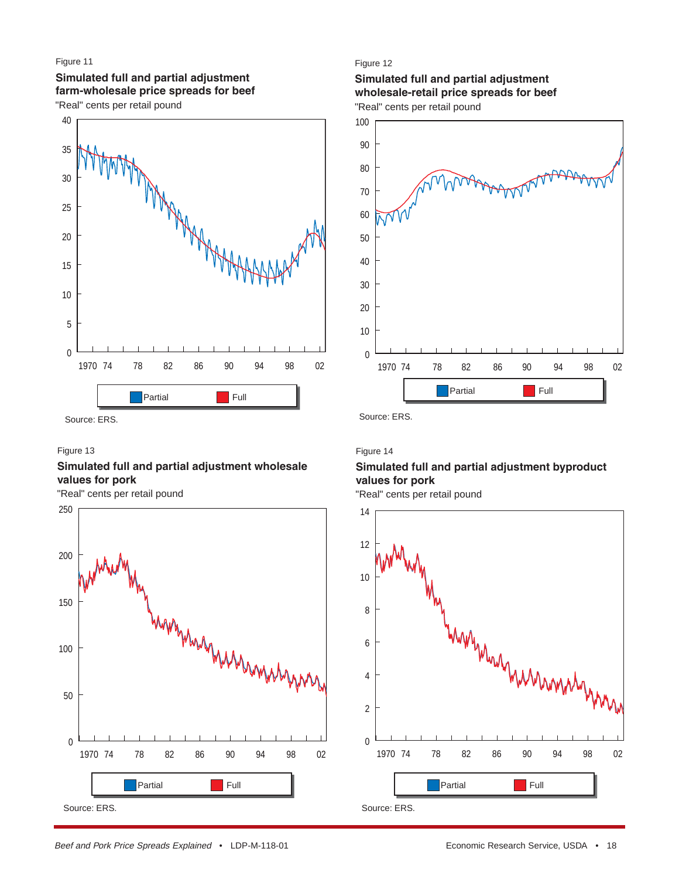Figure 11

**Simulated full and partial adjustment farm-wholesale price spreads for beef**

"Real" cents per retail pound

Source: ERS.

Figure 12

**Simulated full and partial adjustment wholesale-retail price spreads for beef**

"Real" cents per retail pound

Source: ERS.

Figure 13

**Simulated full and partial adjustment wholesale values for pork**

"Real" cents per retail pound

Source: ERS.

Figure 14

**Simulated full and partial adjustment byproduct values for pork**

"Real" cents per retail pound

Source: ERS.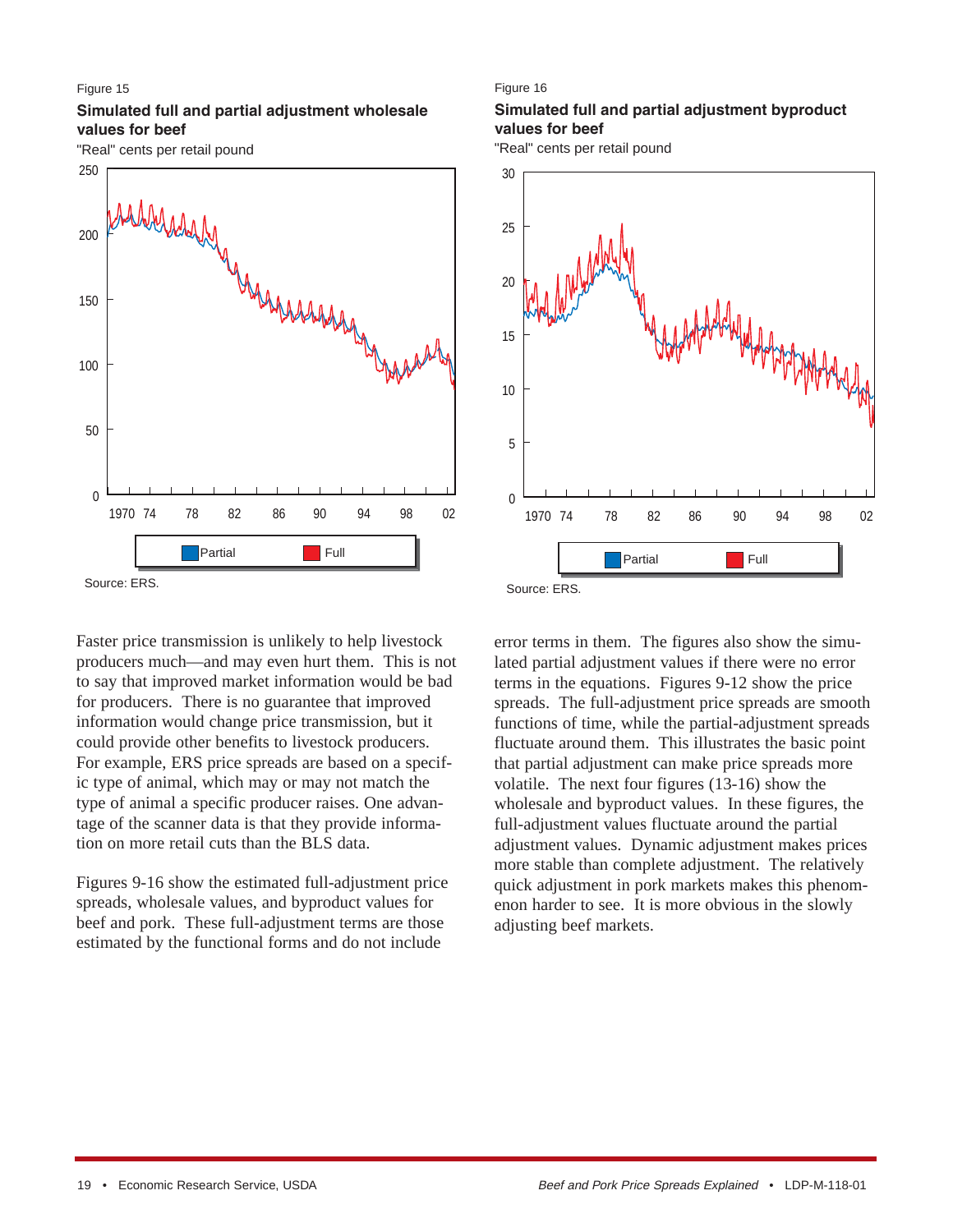Figure 15

**Simulated full and partial adjustment wholesale values for beef**

"Real" cents per retail pound

Source: ERS.

Figure 16

**Simulated full and partial adjustment byproduct values for beef**

"Real" cents per retail pound

Source: ERS.

Faster price transmission is unlikely to help livestock producers much—and may even hurt them. This is not to say that improved market information would be bad for producers. There is no guarantee that improved information would change price transmission, but it could provide other benefits to livestock producers. For example, ERS price spreads are based on a specific type of animal, which may or may not match the type of animal a specific producer raises. One advantage of the scanner data is that they provide information on more retail cuts than the BLS data.

Figures 9-16 show the estimated full-adjustment price spreads, wholesale values, and byproduct values for beef and pork. These full-adjustment terms are those estimated by the functional forms and do not include error terms in them. The figures also show the simulated partial adjustment values if there were no error terms in the equations. Figures 9-12 show the price spreads. The full-adjustment price spreads are smooth functions of time, while the partial-adjustment spreads fluctuate around them. This illustrates the basic point that partial adjustment can make price spreads more volatile. The next four figures (13-16) show the wholesale and byproduct values. In these figures, the full-adjustment values fluctuate around the partial adjustment values. Dynamic adjustment makes prices more stable than complete adjustment. The relatively quick adjustment in pork markets makes this phenomenon harder to see. It is more obvious in the slowly adjusting beef markets.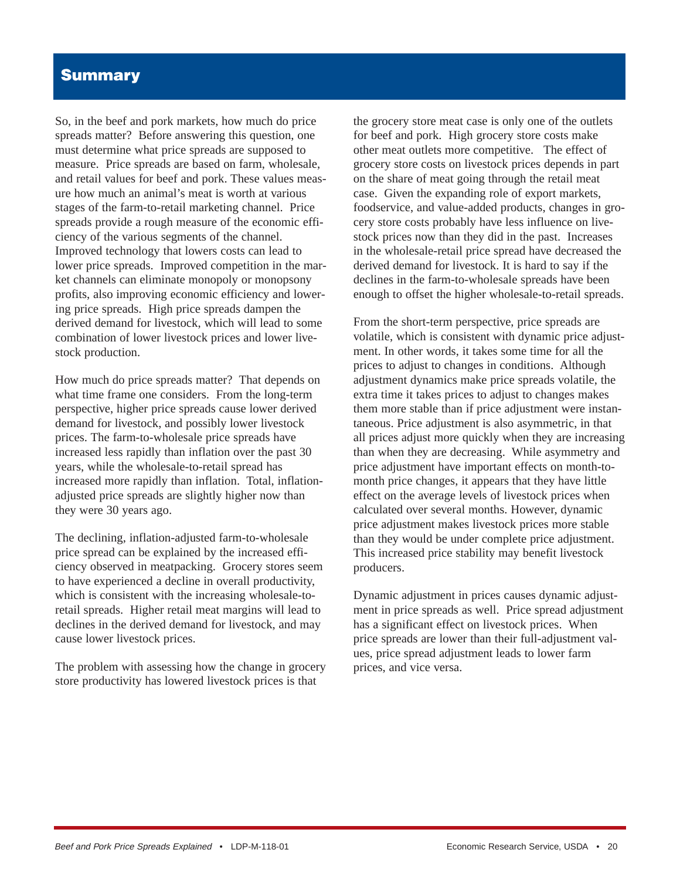## Summary

So, in the beef and pork markets, how much do price spreads matter? Before answering this question, one must determine what price spreads are supposed to measure. Price spreads are based on farm, wholesale, and retail values for beef and pork. These values measure how much an animal's meat is worth at various stages of the farm-to-retail marketing channel. Price spreads provide a rough measure of the economic efficiency of the various segments of the channel. Improved technology that lowers costs can lead to lower price spreads. Improved competition in the market channels can eliminate monopoly or monopsony profits, also improving economic efficiency and lowering price spreads. High price spreads dampen the derived demand for livestock, which will lead to some combination of lower livestock prices and lower livestock production.

How much do price spreads matter? That depends on what time frame one considers. From the long-term perspective, higher price spreads cause lower derived demand for livestock, and possibly lower livestock prices. The farm-to-wholesale price spreads have increased less rapidly than inflation over the past 30 years, while the wholesale-to-retail spread has increased more rapidly than inflation. Total, inflation-adjusted price spreads are slightly higher now than they were 30 years ago.

The declining, inflation-adjusted farm-to-wholesale price spread can be explained by the increased efficiency observed in meatpacking. Grocery stores seem to have experienced a decline in overall productivity, which is consistent with the increasing wholesale-to-retail spreads. Higher retail meat margins will lead to declines in the derived demand for livestock, and may cause lower livestock prices.

The problem with assessing how the change in grocery store productivity has lowered livestock prices is that the grocery store meat case is only one of the outlets for beef and pork. High grocery store costs make other meat outlets more competitive. The effect of grocery store costs on livestock prices depends in part on the share of meat going through the retail meat case. Given the expanding role of export markets, foodservice, and value-added products, changes in grocery store costs probably have less influence on livestock prices now than they did in the past. Increases in the wholesale-retail price spread have decreased the derived demand for livestock. It is hard to say if the declines in the farm-to-wholesale spreads have been enough to offset the higher wholesale-to-retail spreads.

From the short-term perspective, price spreads are volatile, which is consistent with dynamic price adjustment. In other words, it takes some time for all the prices to adjust to changes in conditions. Although adjustment dynamics make price spreads volatile, the extra time it takes prices to adjust to changes makes them more stable than if price adjustment were instantaneous. Price adjustment is also asymmetric, in that all prices adjust more quickly when they are increasing than when they are decreasing. While asymmetry and price adjustment have important effects on month-to-month price changes, it appears that they have little effect on the average levels of livestock prices when calculated over several months. However, dynamic price adjustment makes livestock prices more stable than they would be under complete price adjustment. This increased price stability may benefit livestock producers.

Dynamic adjustment in prices causes dynamic adjustment in price spreads as well. Price spread adjustment has a significant effect on livestock prices. When price spreads are lower than their full-adjustment values, price spread adjustment leads to lower farm prices, and vice versa.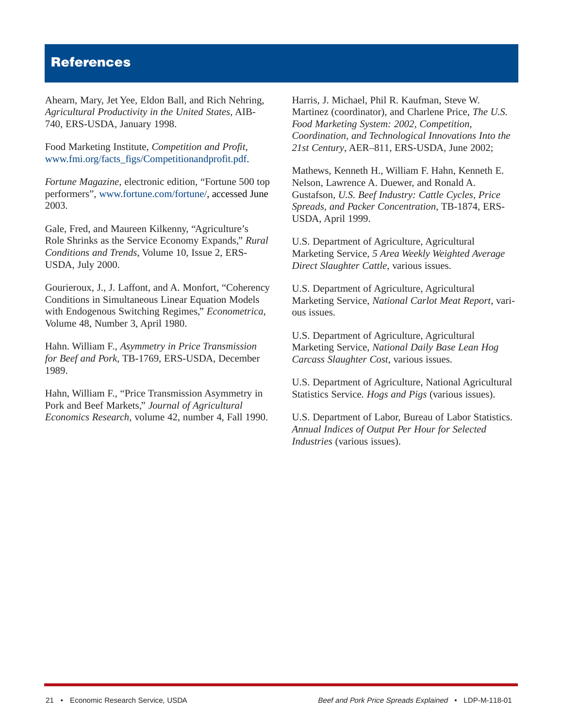# References

Ahearn, Mary, Jet Yee, Eldon Ball, and Rich Nehring, *Agricultural Productivity in the United States*, AIB-740, ERS-USDA, January 1998.

Food Marketing Institute, *Competition and Profit*, www.fmi.org/facts_figs/Competitionandprofit.pdf.

*Fortune Magazine*, electronic edition, "Fortune 500 top performers", www.fortune.com/fortune/, accessed June 2003.

Gale, Fred, and Maureen Kilkenny, "Agriculture's Role Shrinks as the Service Economy Expands," *Rural Conditions and Trends*, Volume 10, Issue 2, ERS-USDA, July 2000.

Gourieroux, J., J. Laffont, and A. Monfort, "Coherency Conditions in Simultaneous Linear Equation Models with Endogenous Switching Regimes," *Econometrica*, Volume 48, Number 3, April 1980.

Hahn. William F., *Asymmetry in Price Transmission for Beef and Pork*, TB-1769, ERS-USDA, December 1989.

Hahn, William F., "Price Transmission Asymmetry in Pork and Beef Markets," *Journal of Agricultural Economics Research*, volume 42, number 4, Fall 1990.

Harris, J. Michael, Phil R. Kaufman, Steve W. Martinez (coordinator), and Charlene Price, *The U.S. Food Marketing System: 2002, Competition, Coordination, and Technological Innovations Into the 21st Century*, AER–811, ERS-USDA, June 2002;

Mathews, Kenneth H., William F. Hahn, Kenneth E. Nelson, Lawrence A. Duewer, and Ronald A. Gustafson, *U.S. Beef Industry: Cattle Cycles, Price Spreads, and Packer Concentration*, TB-1874, ERS-USDA, April 1999.

U.S. Department of Agriculture, Agricultural Marketing Service, *5 Area Weekly Weighted Average Direct Slaughter Cattle*, various issues.

U.S. Department of Agriculture, Agricultural Marketing Service, *National Carlot Meat Report*, various issues.

U.S. Department of Agriculture, Agricultural Marketing Service, *National Daily Base Lean Hog Carcass Slaughter Cost*, various issues.

U.S. Department of Agriculture, National Agricultural Statistics Service. *Hogs and Pigs* (various issues).

U.S. Department of Labor, Bureau of Labor Statistics. *Annual Indices of Output Per Hour for Selected Industries* (various issues).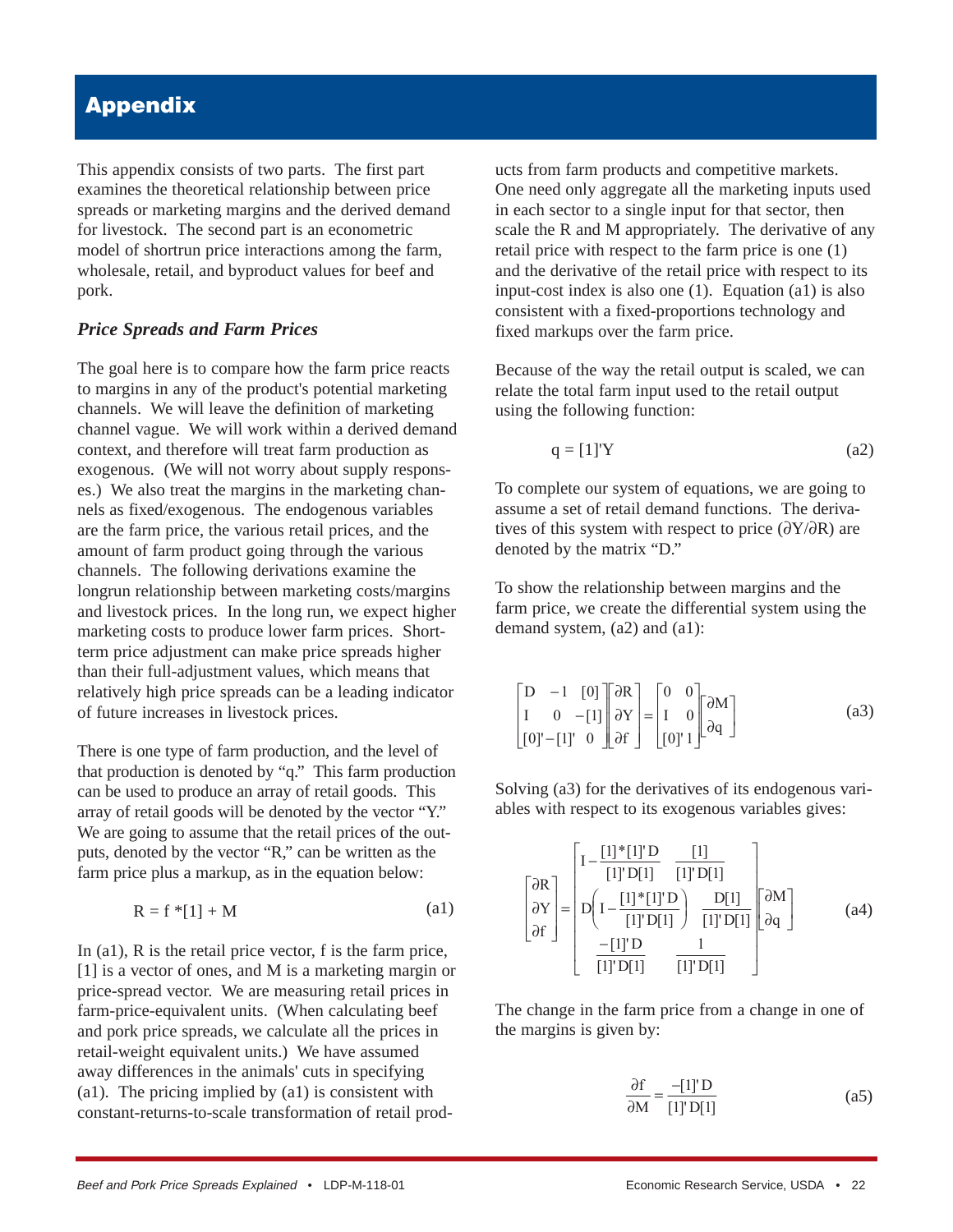# Appendix

This appendix consists of two parts. The first part examines the theoretical relationship between price spreads or marketing margins and the derived demand for livestock. The second part is an econometric model of shortrun price interactions among the farm, wholesale, retail, and byproduct values for beef and pork.

## *Price Spreads and Farm Prices*

The goal here is to compare how the farm price reacts to margins in any of the product's potential marketing channels. We will leave the definition of marketing channel vague. We will work within a derived demand context, and therefore will treat farm production as exogenous. (We will not worry about supply responses.) We also treat the margins in the marketing channels as fixed/exogenous. The endogenous variables are the farm price, the various retail prices, and the amount of farm product going through the various channels. The following derivations examine the longrun relationship between marketing costs/margins and livestock prices. In the long run, we expect higher marketing costs to produce lower farm prices. Short-term price adjustment can make price spreads higher than their full-adjustment values, which means that relatively high price spreads can be a leading indicator of future increases in livestock prices.

There is one type of farm production, and the level of that production is denoted by "q." This farm production can be used to produce an array of retail goods. This array of retail goods will be denoted by the vector "Y." We are going to assume that the retail prices of the outputs, denoted by the vector "R," can be written as the farm price plus a markup, as in the equation below:

$$R = f * [1] + M \tag{a1}$$

In (a1), R is the retail price vector, f is the farm price, [1] is a vector of ones, and M is a marketing margin or price-spread vector. We are measuring retail prices in farm-price-equivalent units. (When calculating beef and pork price spreads, we calculate all the prices in retail-weight equivalent units.) We have assumed away differences in the animals' cuts in specifying (a1). The pricing implied by (a1) is consistent with constant-returns-to-scale transformation of retail products from farm products and competitive markets. One need only aggregate all the marketing inputs used in each sector to a single input for that sector, then scale the R and M appropriately. The derivative of any retail price with respect to the farm price is one (1) and the derivative of the retail price with respect to its input-cost index is also one (1). Equation (a1) is also consistent with a fixed-proportions technology and fixed markups over the farm price.

Because of the way the retail output is scaled, we can relate the total farm input used to the retail output using the following function:

$$q = [1]'Y \tag{a2}$$

To complete our system of equations, we are going to assume a set of retail demand functions. The derivatives of this system with respect to price ($\partial Y/\partial R$) are denoted by the matrix "D."

To show the relationship between margins and the farm price, we create the differential system using the demand system, (a2) and (a1):

$$\begin{bmatrix} D & -1 & [0] \\ I & 0 & -[1] \\ [0]' & -[1]' & 0 \end{bmatrix} \begin{bmatrix} \partial R \\ \partial Y \\ \partial f \end{bmatrix} = \begin{bmatrix} 0 & 0 \\ I & 0 \\ [0]' & 1 \end{bmatrix} \begin{bmatrix} \partial M \\ \partial q \end{bmatrix} \tag{a3}$$

Solving (a3) for the derivatives of its endogenous variables with respect to its exogenous variables gives:

$$\begin{bmatrix} \partial R \\ \partial Y \\ \partial f \end{bmatrix} = \begin{bmatrix} I - \dfrac{[1]*[1]'D}{[1]'D[1]} & \dfrac{[1]}{[1]'D[1]} \\ D\left( I - \dfrac{[1]*[1]'D}{[1]'D[1]} \right) & \dfrac{D[1]}{[1]'D[1]} \\ \dfrac{-[1]'D}{[1]'D[1]} & \dfrac{1}{[1]'D[1]} \end{bmatrix} \begin{bmatrix} \partial M \\ \partial q \end{bmatrix} \tag{a4}$$

The change in the farm price from a change in one of the margins is given by:

$$\frac{\partial f}{\partial M} = \frac{-[1]'D}{[1]'D[1]} \tag{a5}$$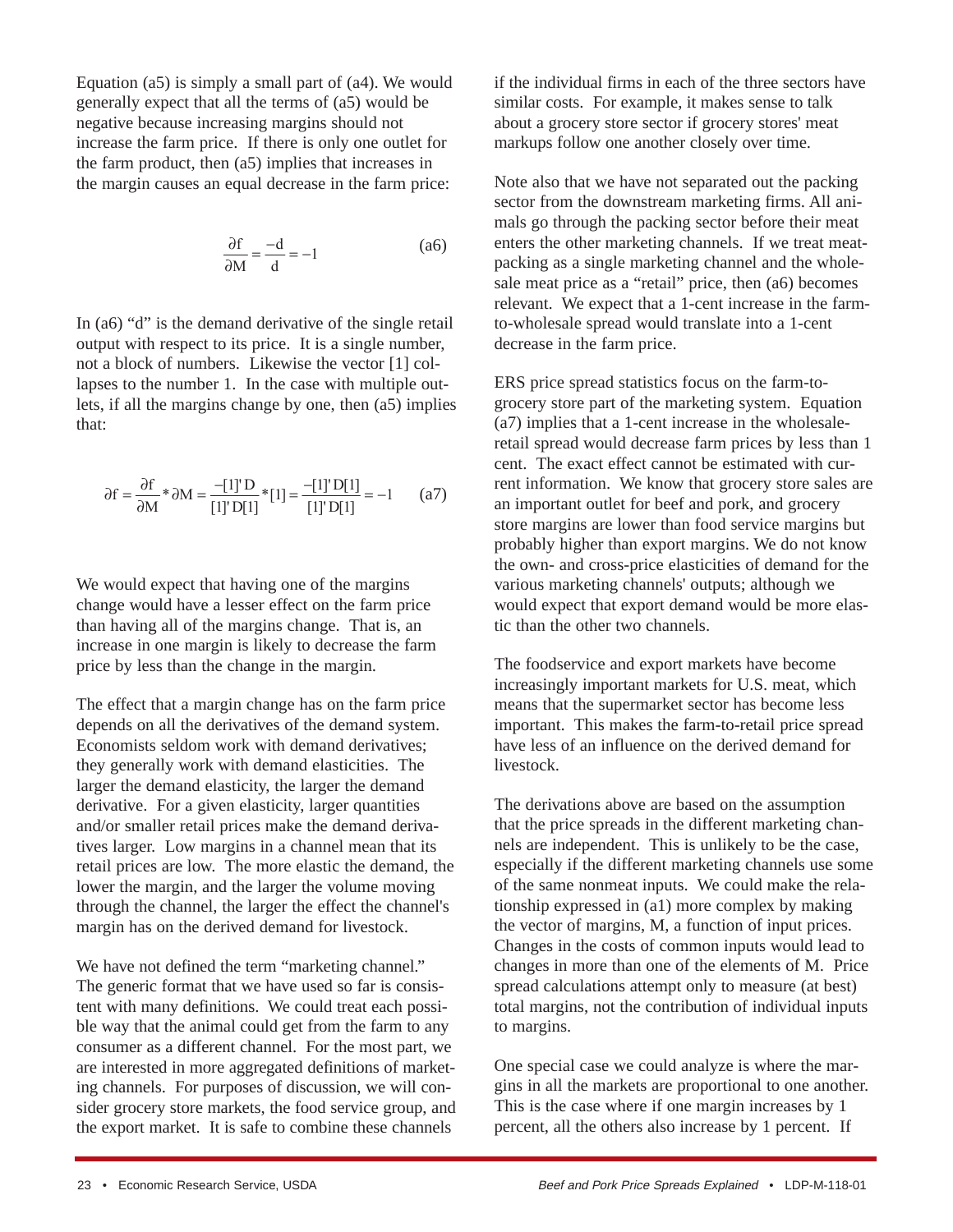Equation (a5) is simply a small part of (a4). We would generally expect that all the terms of (a5) would be negative because increasing margins should not increase the farm price. If there is only one outlet for the farm product, then (a5) implies that increases in the margin causes an equal decrease in the farm price:

$$\frac{\partial f}{\partial M} = \frac{-d}{d} = -1 \qquad \text{(a6)}$$

In (a6) "d" is the demand derivative of the single retail output with respect to its price. It is a single number, not a block of numbers. Likewise the vector [1] collapses to the number 1. In the case with multiple outlets, if all the margins change by one, then (a5) implies that:

$$\partial f = \frac{\partial f}{\partial M} * \partial M = \frac{-[1]'D}{[1]'D[1]} * [1] = \frac{-[1]'D[1]}{[1]'D[1]} = -1 \qquad \text{(a7)}$$

We would expect that having one of the margins change would have a lesser effect on the farm price than having all of the margins change. That is, an increase in one margin is likely to decrease the farm price by less than the change in the margin.

The effect that a margin change has on the farm price depends on all the derivatives of the demand system. Economists seldom work with demand derivatives; they generally work with demand elasticities. The larger the demand elasticity, the larger the demand derivative. For a given elasticity, larger quantities and/or smaller retail prices make the demand derivatives larger. Low margins in a channel mean that its retail prices are low. The more elastic the demand, the lower the margin, and the larger the volume moving through the channel, the larger the effect the channel's margin has on the derived demand for livestock.

We have not defined the term "marketing channel." The generic format that we have used so far is consistent with many definitions. We could treat each possible way that the animal could get from the farm to any consumer as a different channel. For the most part, we are interested in more aggregated definitions of marketing channels. For purposes of discussion, we will consider grocery store markets, the food service group, and the export market. It is safe to combine these channels if the individual firms in each of the three sectors have similar costs. For example, it makes sense to talk about a grocery store sector if grocery stores' meat markups follow one another closely over time.

Note also that we have not separated out the packing sector from the downstream marketing firms. All animals go through the packing sector before their meat enters the other marketing channels. If we treat meatpacking as a single marketing channel and the wholesale meat price as a "retail" price, then (a6) becomes relevant. We expect that a 1-cent increase in the farm-to-wholesale spread would translate into a 1-cent decrease in the farm price.

ERS price spread statistics focus on the farm-to-grocery store part of the marketing system. Equation (a7) implies that a 1-cent increase in the wholesale-retail spread would decrease farm prices by less than 1 cent. The exact effect cannot be estimated with current information. We know that grocery store sales are an important outlet for beef and pork, and grocery store margins are lower than food service margins but probably higher than export margins. We do not know the own- and cross-price elasticities of demand for the various marketing channels' outputs; although we would expect that export demand would be more elastic than the other two channels.

The foodservice and export markets have become increasingly important markets for U.S. meat, which means that the supermarket sector has become less important. This makes the farm-to-retail price spread have less of an influence on the derived demand for livestock.

The derivations above are based on the assumption that the price spreads in the different marketing channels are independent. This is unlikely to be the case, especially if the different marketing channels use some of the same nonmeat inputs. We could make the relationship expressed in (a1) more complex by making the vector of margins, M, a function of input prices. Changes in the costs of common inputs would lead to changes in more than one of the elements of M. Price spread calculations attempt only to measure (at best) total margins, not the contribution of individual inputs to margins.

One special case we could analyze is where the margins in all the markets are proportional to one another. This is the case where if one margin increases by 1 percent, all the others also increase by 1 percent. If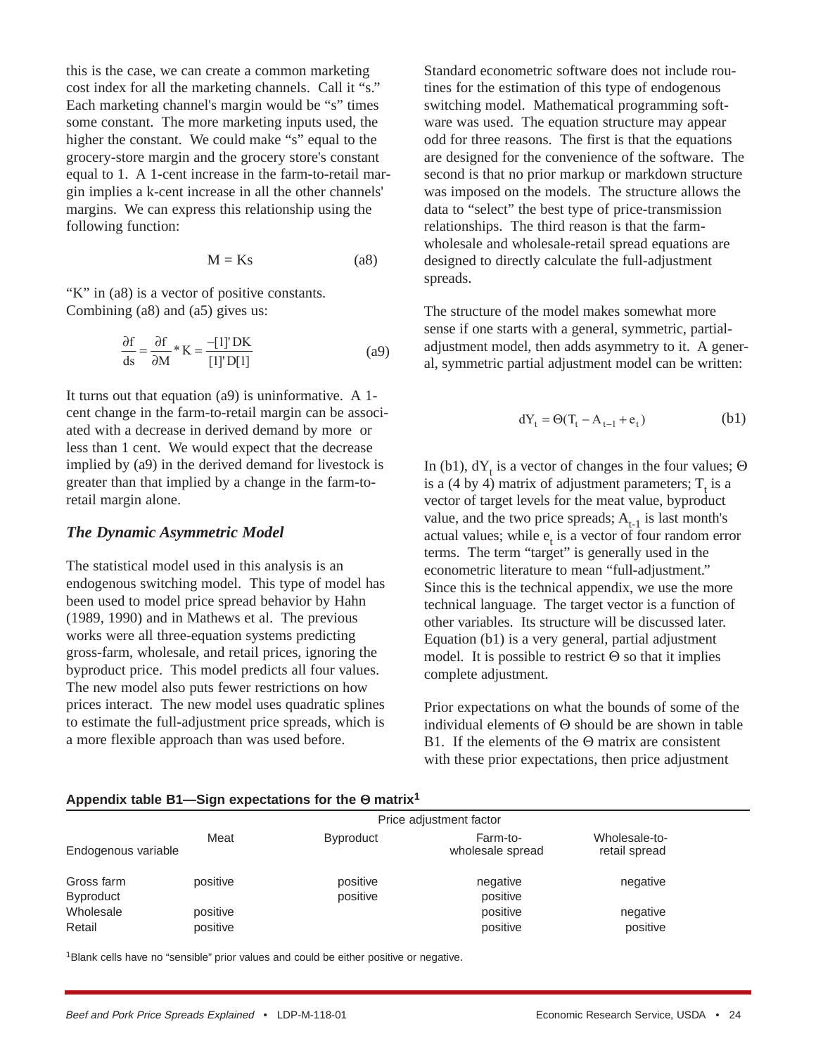this is the case, we can create a common marketing cost index for all the marketing channels. Call it "s." Each marketing channel's margin would be "s" times some constant. The more marketing inputs used, the higher the constant. We could make "s" equal to the grocery-store margin and the grocery store's constant equal to 1. A 1-cent increase in the farm-to-retail margin implies a k-cent increase in all the other channels' margins. We can express this relationship using the following function:

$$M = Ks \qquad \text{(a8)}$$

"K" in (a8) is a vector of positive constants. Combining (a8) and (a5) gives us:

$$\frac{\partial f}{ds} = \frac{\partial f}{\partial M} * K = \frac{-[1]' DK}{[1]' D[1]} \qquad \text{(a9)}$$

It turns out that equation (a9) is uninformative. A 1-cent change in the farm-to-retail margin can be associated with a decrease in derived demand by more or less than 1 cent. We would expect that the decrease implied by (a9) in the derived demand for livestock is greater than that implied by a change in the farm-to-retail margin alone.

### *The Dynamic Asymmetric Model*

The statistical model used in this analysis is an endogenous switching model. This type of model has been used to model price spread behavior by Hahn (1989, 1990) and in Mathews et al. The previous works were all three-equation systems predicting gross-farm, wholesale, and retail prices, ignoring the byproduct price. This model predicts all four values. The new model also puts fewer restrictions on how prices interact. The new model uses quadratic splines to estimate the full-adjustment price spreads, which is a more flexible approach than was used before.

Standard econometric software does not include routines for the estimation of this type of endogenous switching model. Mathematical programming software was used. The equation structure may appear odd for three reasons. The first is that the equations are designed for the convenience of the software. The second is that no prior markup or markdown structure was imposed on the models. The structure allows the data to "select" the best type of price-transmission relationships. The third reason is that the farm-wholesale and wholesale-retail spread equations are designed to directly calculate the full-adjustment spreads.

The structure of the model makes somewhat more sense if one starts with a general, symmetric, partial-adjustment model, then adds asymmetry to it. A general, symmetric partial adjustment model can be written:

$$dY_t = \Theta(T_t - A_{t-1} + e_t) \qquad \text{(b1)}$$

In (b1), $dY_t$ is a vector of changes in the four values; $\Theta$ is a (4 by 4) matrix of adjustment parameters; $T_t$ is a vector of target levels for the meat value, byproduct value, and the two price spreads; $A_{t-1}$ is last month's actual values; while $e_t$ is a vector of four random error terms. The term "target" is generally used in the econometric literature to mean "full-adjustment." Since this is the technical appendix, we use the more technical language. The target vector is a function of other variables. Its structure will be discussed later. Equation (b1) is a very general, partial adjustment model. It is possible to restrict $\Theta$ so that it implies complete adjustment.

Prior expectations on what the bounds of some of the individual elements of $\Theta$ should be are shown in table B1. If the elements of the $\Theta$ matrix are consistent with these prior expectations, then price adjustment

**Appendix table B1—Sign expectations for the Θ matrix[1]**

| | Price adjustment factor | | | |
|---|---|---|---|---|
| Endogenous variable | Meat | Byproduct | Farm-to-wholesale spread | Wholesale-to-retail spread |
| Gross farm | positive | positive | negative | negative |
| Byproduct | | positive | positive | |
| Wholesale | positive | | positive | negative |
| Retail | positive | | positive | positive |

[1]Blank cells have no "sensible" prior values and could be either positive or negative.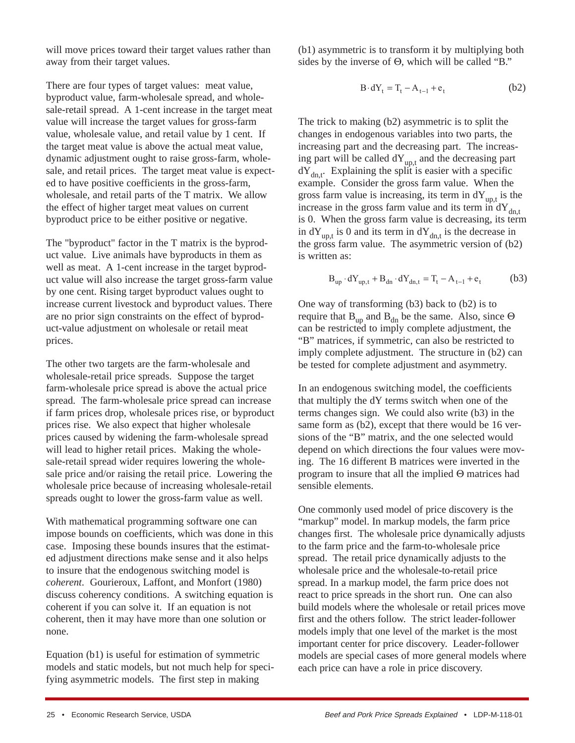will move prices toward their target values rather than away from their target values.

There are four types of target values: meat value, byproduct value, farm-wholesale spread, and wholesale-retail spread. A 1-cent increase in the target meat value will increase the target values for gross-farm value, wholesale value, and retail value by 1 cent. If the target meat value is above the actual meat value, dynamic adjustment ought to raise gross-farm, wholesale, and retail prices. The target meat value is expected to have positive coefficients in the gross-farm, wholesale, and retail parts of the T matrix. We allow the effect of higher target meat values on current byproduct price to be either positive or negative.

The "byproduct" factor in the T matrix is the byproduct value. Live animals have byproducts in them as well as meat. A 1-cent increase in the target byproduct value will also increase the target gross-farm value by one cent. Rising target byproduct values ought to increase current livestock and byproduct values. There are no prior sign constraints on the effect of byproduct-value adjustment on wholesale or retail meat prices.

The other two targets are the farm-wholesale and wholesale-retail price spreads. Suppose the target farm-wholesale price spread is above the actual price spread. The farm-wholesale price spread can increase if farm prices drop, wholesale prices rise, or byproduct prices rise. We also expect that higher wholesale prices caused by widening the farm-wholesale spread will lead to higher retail prices. Making the wholesale-retail spread wider requires lowering the wholesale price and/or raising the retail price. Lowering the wholesale price because of increasing wholesale-retail spreads ought to lower the gross-farm value as well.

With mathematical programming software one can impose bounds on coefficients, which was done in this case. Imposing these bounds insures that the estimated adjustment directions make sense and it also helps to insure that the endogenous switching model is *coherent*. Gourieroux, Laffont, and Monfort (1980) discuss coherency conditions. A switching equation is coherent if you can solve it. If an equation is not coherent, then it may have more than one solution or none.

Equation (b1) is useful for estimation of symmetric models and static models, but not much help for specifying asymmetric models. The first step in making (b1) asymmetric is to transform it by multiplying both sides by the inverse of Θ, which will be called "B."

$$B \cdot dY_t = T_t - A_{t-1} + e_t \qquad \text{(b2)}$$

The trick to making (b2) asymmetric is to split the changes in endogenous variables into two parts, the increasing part and the decreasing part. The increasing part will be called $dY_{up,t}$ and the decreasing part $dY_{dn,t}$. Explaining the split is easier with a specific example. Consider the gross farm value. When the gross farm value is increasing, its term in $dY_{up,t}$ is the increase in the gross farm value and its term in $dY_{dn,t}$ is 0. When the gross farm value is decreasing, its term in $dY_{up,t}$ is 0 and its term in $dY_{dn,t}$ is the decrease in the gross farm value. The asymmetric version of (b2) is written as:

$$B_{up} \cdot dY_{up,t} + B_{dn} \cdot dY_{dn,t} = T_t - A_{t-1} + e_t \qquad \text{(b3)}$$

One way of transforming (b3) back to (b2) is to require that $B_{up}$ and $B_{dn}$ be the same. Also, since Θ can be restricted to imply complete adjustment, the "B" matrices, if symmetric, can also be restricted to imply complete adjustment. The structure in (b2) can be tested for complete adjustment and asymmetry.

In an endogenous switching model, the coefficients that multiply the dY terms switch when one of the terms changes sign. We could also write (b3) in the same form as (b2), except that there would be 16 versions of the "B" matrix, and the one selected would depend on which directions the four values were moving. The 16 different B matrices were inverted in the program to insure that all the implied Θ matrices had sensible elements.

One commonly used model of price discovery is the "markup" model. In markup models, the farm price changes first. The wholesale price dynamically adjusts to the farm price and the farm-to-wholesale price spread. The retail price dynamically adjusts to the wholesale price and the wholesale-to-retail price spread. In a markup model, the farm price does not react to price spreads in the short run. One can also build models where the wholesale or retail prices move first and the others follow. The strict leader-follower models imply that one level of the market is the most important center for price discovery. Leader-follower models are special cases of more general models where each price can have a role in price discovery.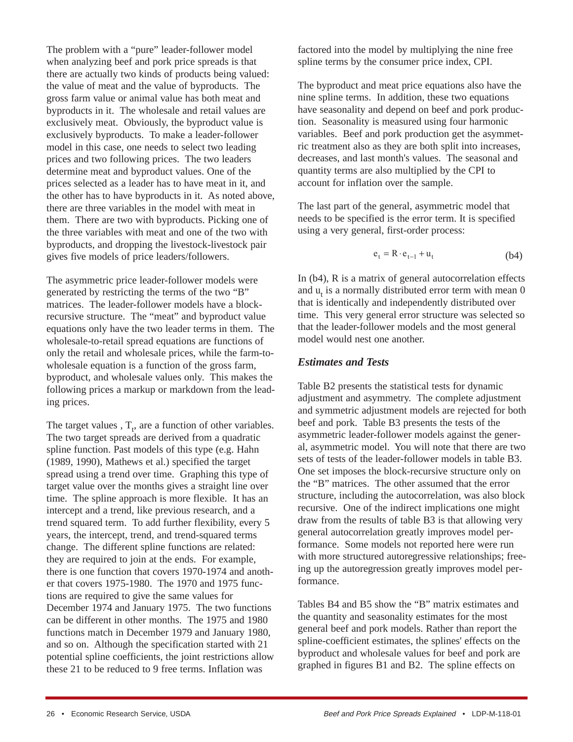The problem with a "pure" leader-follower model when analyzing beef and pork price spreads is that there are actually two kinds of products being valued: the value of meat and the value of byproducts. The gross farm value or animal value has both meat and byproducts in it. The wholesale and retail values are exclusively meat. Obviously, the byproduct value is exclusively byproducts. To make a leader-follower model in this case, one needs to select two leading prices and two following prices. The two leaders determine meat and byproduct values. One of the prices selected as a leader has to have meat in it, and the other has to have byproducts in it. As noted above, there are three variables in the model with meat in them. There are two with byproducts. Picking one of the three variables with meat and one of the two with byproducts, and dropping the livestock-livestock pair gives five models of price leaders/followers.

The asymmetric price leader-follower models were generated by restricting the terms of the two "B" matrices. The leader-follower models have a block-recursive structure. The "meat" and byproduct value equations only have the two leader terms in them. The wholesale-to-retail spread equations are functions of only the retail and wholesale prices, while the farm-to-wholesale equation is a function of the gross farm, byproduct, and wholesale values only. This makes the following prices a markup or markdown from the leading prices.

The target values , $T_t$, are a function of other variables. The two target spreads are derived from a quadratic spline function. Past models of this type (e.g. Hahn (1989, 1990), Mathews et al.) specified the target spread using a trend over time. Graphing this type of target value over the months gives a straight line over time. The spline approach is more flexible. It has an intercept and a trend, like previous research, and a trend squared term. To add further flexibility, every 5 years, the intercept, trend, and trend-squared terms change. The different spline functions are related: they are required to join at the ends. For example, there is one function that covers 1970-1974 and another that covers 1975-1980. The 1970 and 1975 functions are required to give the same values for December 1974 and January 1975. The two functions can be different in other months. The 1975 and 1980 functions match in December 1979 and January 1980, and so on. Although the specification started with 21 potential spline coefficients, the joint restrictions allow these 21 to be reduced to 9 free terms. Inflation was factored into the model by multiplying the nine free spline terms by the consumer price index, CPI.

The byproduct and meat price equations also have the nine spline terms. In addition, these two equations have seasonality and depend on beef and pork production. Seasonality is measured using four harmonic variables. Beef and pork production get the asymmetric treatment also as they are both split into increases, decreases, and last month's values. The seasonal and quantity terms are also multiplied by the CPI to account for inflation over the sample.

The last part of the general, asymmetric model that needs to be specified is the error term. It is specified using a very general, first-order process:

$$e_t = R \cdot e_{t-1} + u_t \qquad \text{(b4)}$$

In (b4), R is a matrix of general autocorrelation effects and $u_t$ is a normally distributed error term with mean 0 that is identically and independently distributed over time. This very general error structure was selected so that the leader-follower models and the most general model would nest one another.

### *Estimates and Tests*

Table B2 presents the statistical tests for dynamic adjustment and asymmetry. The complete adjustment and symmetric adjustment models are rejected for both beef and pork. Table B3 presents the tests of the asymmetric leader-follower models against the general, asymmetric model. You will note that there are two sets of tests of the leader-follower models in table B3. One set imposes the block-recursive structure only on the "B" matrices. The other assumed that the error structure, including the autocorrelation, was also block recursive. One of the indirect implications one might draw from the results of table B3 is that allowing very general autocorrelation greatly improves model performance. Some models not reported here were run with more structured autoregressive relationships; freeing up the autoregression greatly improves model performance.

Tables B4 and B5 show the "B" matrix estimates and the quantity and seasonality estimates for the most general beef and pork models. Rather than report the spline-coefficient estimates, the splines' effects on the byproduct and wholesale values for beef and pork are graphed in figures B1 and B2. The spline effects on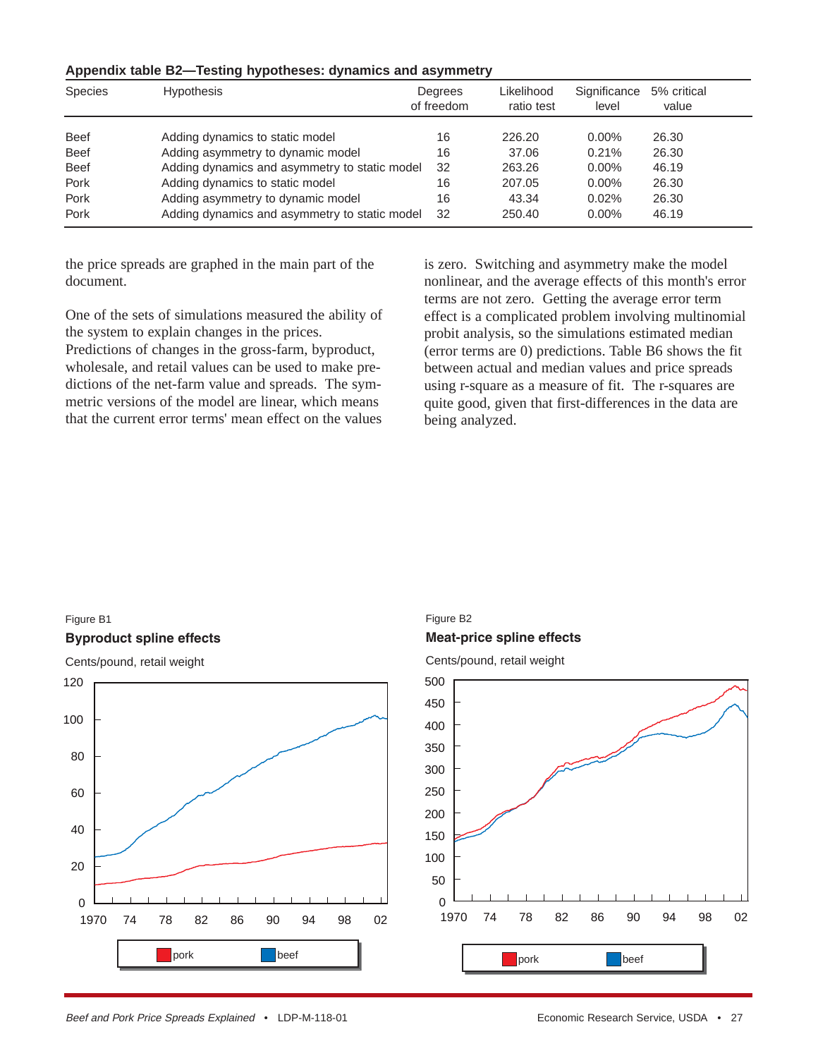**Appendix table B2—Testing hypotheses: dynamics and asymmetry**

| Species | Hypothesis | Degrees of freedom | Likelihood ratio test | Significance level | 5% critical value |
|---|---|---|---|---|---|
| Beef | Adding dynamics to static model | 16 | 226.20 | 0.00% | 26.30 |
| Beef | Adding asymmetry to dynamic model | 16 | 37.06 | 0.21% | 26.30 |
| Beef | Adding dynamics and asymmetry to static model | 32 | 263.26 | 0.00% | 46.19 |
| Pork | Adding dynamics to static model | 16 | 207.05 | 0.00% | 26.30 |
| Pork | Adding asymmetry to dynamic model | 16 | 43.34 | 0.02% | 26.30 |
| Pork | Adding dynamics and asymmetry to static model | 32 | 250.40 | 0.00% | 46.19 |

the price spreads are graphed in the main part of the document.

One of the sets of simulations measured the ability of the system to explain changes in the prices. Predictions of changes in the gross-farm, byproduct, wholesale, and retail values can be used to make predictions of the net-farm value and spreads. The symmetric versions of the model are linear, which means that the current error terms' mean effect on the values is zero. Switching and asymmetry make the model nonlinear, and the average effects of this month's error terms are not zero. Getting the average error term effect is a complicated problem involving multinomial probit analysis, so the simulations estimated median (error terms are 0) predictions. Table B6 shows the fit between actual and median values and price spreads using r-square as a measure of fit. The r-squares are quite good, given that first-differences in the data are being analyzed.

Figure B1

**Byproduct spline effects**

Cents/pound, retail weight

Figure B2

**Meat-price spline effects**

Cents/pound, retail weight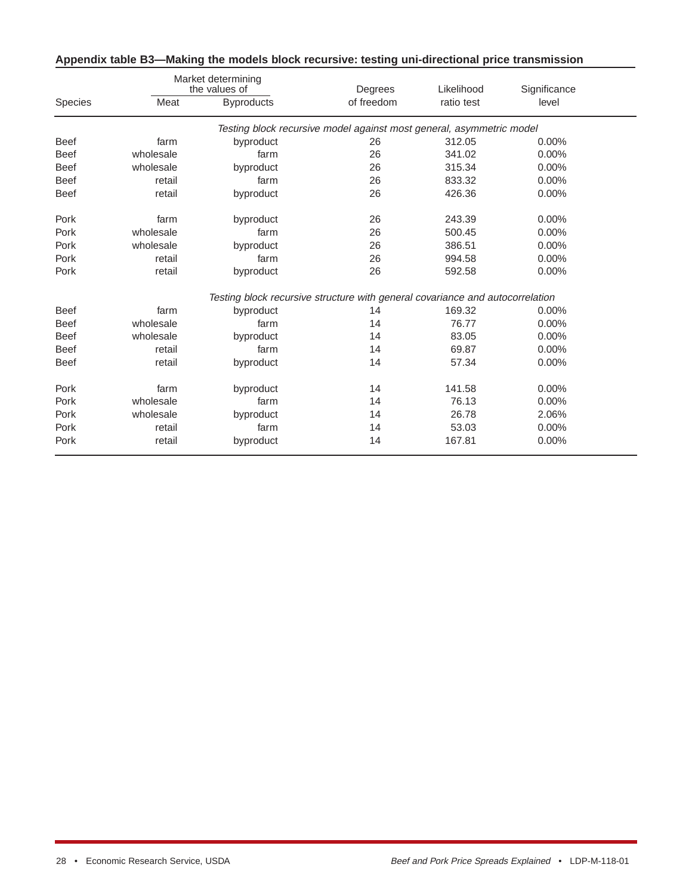**Appendix table B3—Making the models block recursive: testing uni-directional price transmission**

| Species | Market determining the values of | | Degrees of freedom | Likelihood ratio test | Significance level |
|---|---|---|---|---|---|
| | Meat | Byproducts | | | |
| *Testing block recursive model against most general, asymmetric model* | | | | | |
| Beef | farm | byproduct | 26 | 312.05 | 0.00% |
| Beef | wholesale | farm | 26 | 341.02 | 0.00% |
| Beef | wholesale | byproduct | 26 | 315.34 | 0.00% |
| Beef | retail | farm | 26 | 833.32 | 0.00% |
| Beef | retail | byproduct | 26 | 426.36 | 0.00% |
| Pork | farm | byproduct | 26 | 243.39 | 0.00% |
| Pork | wholesale | farm | 26 | 500.45 | 0.00% |
| Pork | wholesale | byproduct | 26 | 386.51 | 0.00% |
| Pork | retail | farm | 26 | 994.58 | 0.00% |
| Pork | retail | byproduct | 26 | 592.58 | 0.00% |
| *Testing block recursive structure with general covariance and autocorrelation* | | | | | |
| Beef | farm | byproduct | 14 | 169.32 | 0.00% |
| Beef | wholesale | farm | 14 | 76.77 | 0.00% |
| Beef | wholesale | byproduct | 14 | 83.05 | 0.00% |
| Beef | retail | farm | 14 | 69.87 | 0.00% |
| Beef | retail | byproduct | 14 | 57.34 | 0.00% |
| Pork | farm | byproduct | 14 | 141.58 | 0.00% |
| Pork | wholesale | farm | 14 | 76.13 | 0.00% |
| Pork | wholesale | byproduct | 14 | 26.78 | 2.06% |
| Pork | retail | farm | 14 | 53.03 | 0.00% |
| Pork | retail | byproduct | 14 | 167.81 | 0.00% |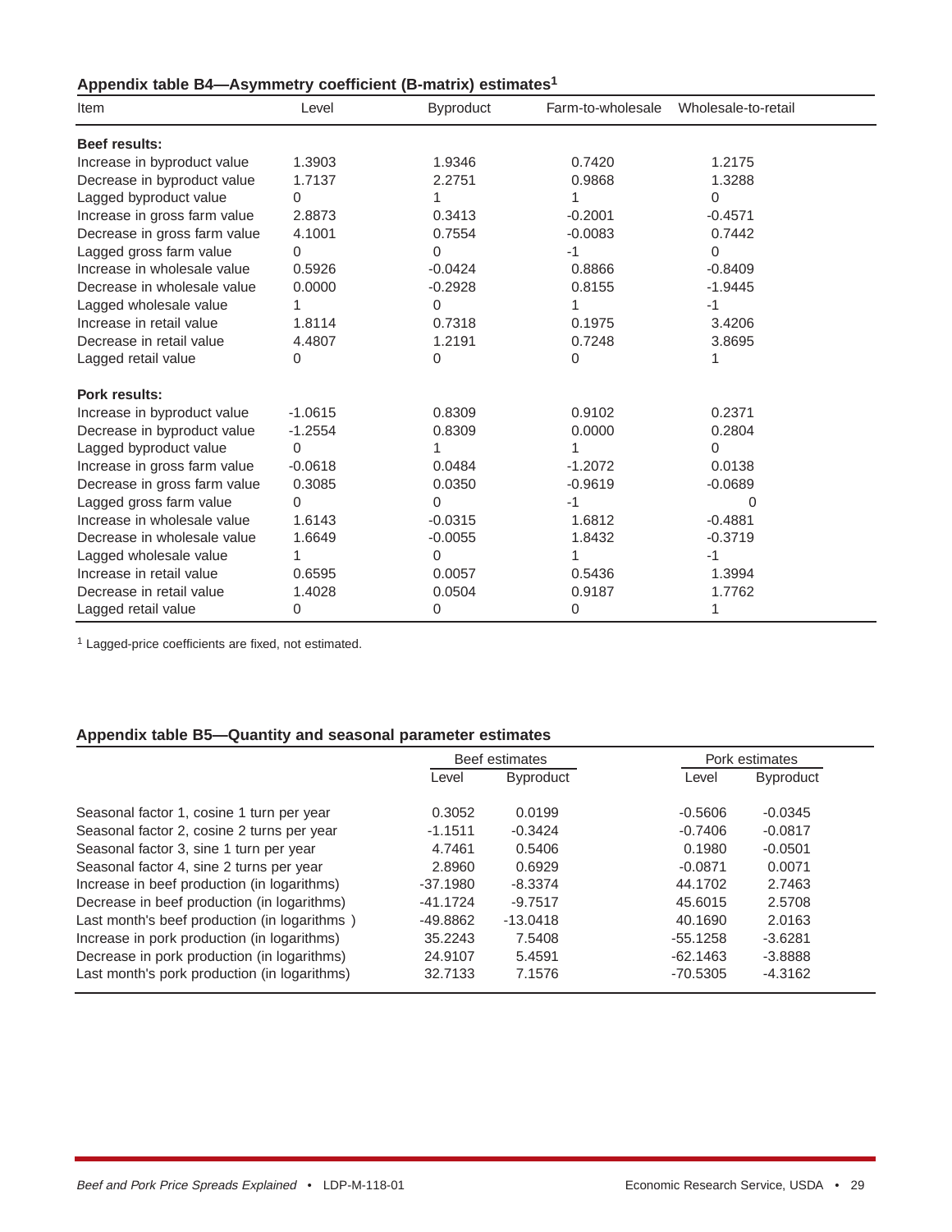### Appendix table B4—Asymmetry coefficient (B-matrix) estimates[1]

| Item | Level | Byproduct | Farm-to-wholesale | Wholesale-to-retail |
|---|---|---|---|---|
| **Beef results:** | | | | |
| Increase in byproduct value | 1.3903 | 1.9346 | 0.7420 | 1.2175 |
| Decrease in byproduct value | 1.7137 | 2.2751 | 0.9868 | 1.3288 |
| Lagged byproduct value | 0 | 1 | 1 | 0 |
| Increase in gross farm value | 2.8873 | 0.3413 | -0.2001 | -0.4571 |
| Decrease in gross farm value | 4.1001 | 0.7554 | -0.0083 | 0.7442 |
| Lagged gross farm value | 0 | 0 | -1 | 0 |
| Increase in wholesale value | 0.5926 | -0.0424 | 0.8866 | -0.8409 |
| Decrease in wholesale value | 0.0000 | -0.2928 | 0.8155 | -1.9445 |
| Lagged wholesale value | 1 | 0 | 1 | -1 |
| Increase in retail value | 1.8114 | 0.7318 | 0.1975 | 3.4206 |
| Decrease in retail value | 4.4807 | 1.2191 | 0.7248 | 3.8695 |
| Lagged retail value | 0 | 0 | 0 | 1 |
| **Pork results:** | | | | |
| Increase in byproduct value | -1.0615 | 0.8309 | 0.9102 | 0.2371 |
| Decrease in byproduct value | -1.2554 | 0.8309 | 0.0000 | 0.2804 |
| Lagged byproduct value | 0 | 1 | 1 | 0 |
| Increase in gross farm value | -0.0618 | 0.0484 | -1.2072 | 0.0138 |
| Decrease in gross farm value | 0.3085 | 0.0350 | -0.9619 | -0.0689 |
| Lagged gross farm value | 0 | 0 | -1 | 0 |
| Increase in wholesale value | 1.6143 | -0.0315 | 1.6812 | -0.4881 |
| Decrease in wholesale value | 1.6649 | -0.0055 | 1.8432 | -0.3719 |
| Lagged wholesale value | 1 | 0 | 1 | -1 |
| Increase in retail value | 0.6595 | 0.0057 | 0.5436 | 1.3994 |
| Decrease in retail value | 1.4028 | 0.0504 | 0.9187 | 1.7762 |
| Lagged retail value | 0 | 0 | 0 | 1 |

[1] Lagged-price coefficients are fixed, not estimated.

### Appendix table B5—Quantity and seasonal parameter estimates

| | Beef estimates | | Pork estimates | |
|---|---|---|---|---|
| | Level | Byproduct | Level | Byproduct |
| Seasonal factor 1, cosine 1 turn per year | 0.3052 | 0.0199 | -0.5606 | -0.0345 |
| Seasonal factor 2, cosine 2 turns per year | -1.1511 | -0.3424 | -0.7406 | -0.0817 |
| Seasonal factor 3, sine 1 turn per year | 4.7461 | 0.5406 | 0.1980 | -0.0501 |
| Seasonal factor 4, sine 2 turns per year | 2.8960 | 0.6929 | -0.0871 | 0.0071 |
| Increase in beef production (in logarithms) | -37.1980 | -8.3374 | 44.1702 | 2.7463 |
| Decrease in beef production (in logarithms) | -41.1724 | -9.7517 | 45.6015 | 2.5708 |
| Last month's beef production (in logarithms ) | -49.8862 | -13.0418 | 40.1690 | 2.0163 |
| Increase in pork production (in logarithms) | 35.2243 | 7.5408 | -55.1258 | -3.6281 |
| Decrease in pork production (in logarithms) | 24.9107 | 5.4591 | -62.1463 | -3.8888 |
| Last month's pork production (in logarithms) | 32.7133 | 7.1576 | -70.5305 | -4.3162 |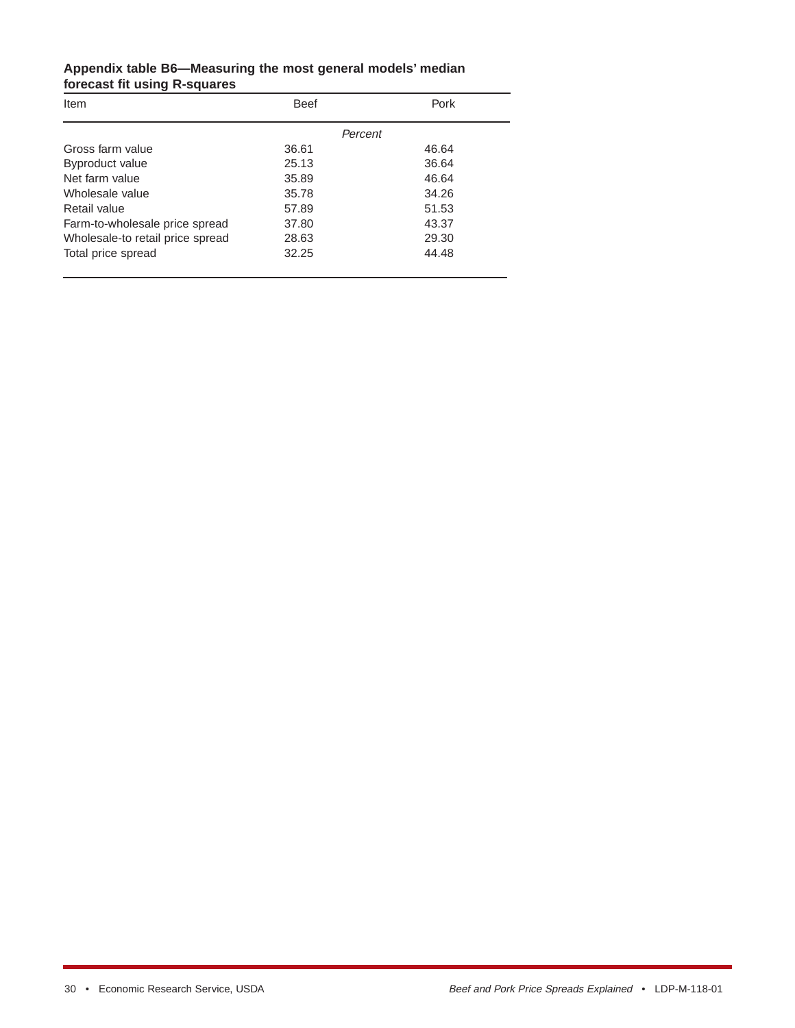**Appendix table B6—Measuring the most general models' median forecast fit using R-squares**

| Item | Beef | Pork |
|---|---|---|
| | *Percent* | |
| Gross farm value | 36.61 | 46.64 |
| Byproduct value | 25.13 | 36.64 |
| Net farm value | 35.89 | 46.64 |
| Wholesale value | 35.78 | 34.26 |
| Retail value | 57.89 | 51.53 |
| Farm-to-wholesale price spread | 37.80 | 43.37 |
| Wholesale-to retail price spread | 28.63 | 29.30 |
| Total price spread | 32.25 | 44.48 |